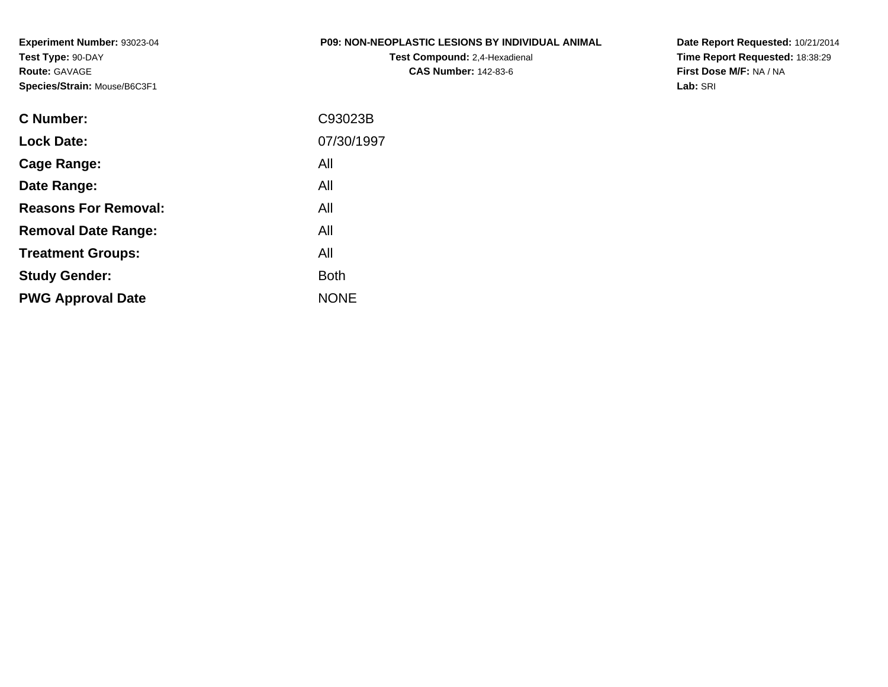**Experiment Number:** 93023-04
**Test Type:** 90-DAY
**Route:** GAVAGE
**Species/Strain:** Mouse/B6C3F1

**P09: NON-NEOPLASTIC LESIONS BY INDIVIDUAL ANIMAL**
**Test Compound:** 2,4-Hexadienal
**CAS Number:** 142-83-6

**Date Report Requested:** 10/21/2014
**Time Report Requested:** 18:38:29
**First Dose M/F:** NA / NA
**Lab:** SRI

| | |
|---|---|
| **C Number:** | C93023B |
| **Lock Date:** | 07/30/1997 |
| **Cage Range:** | All |
| **Date Range:** | All |
| **Reasons For Removal:** | All |
| **Removal Date Range:** | All |
| **Treatment Groups:** | All |
| **Study Gender:** | Both |
| **PWG Approval Date** | NONE |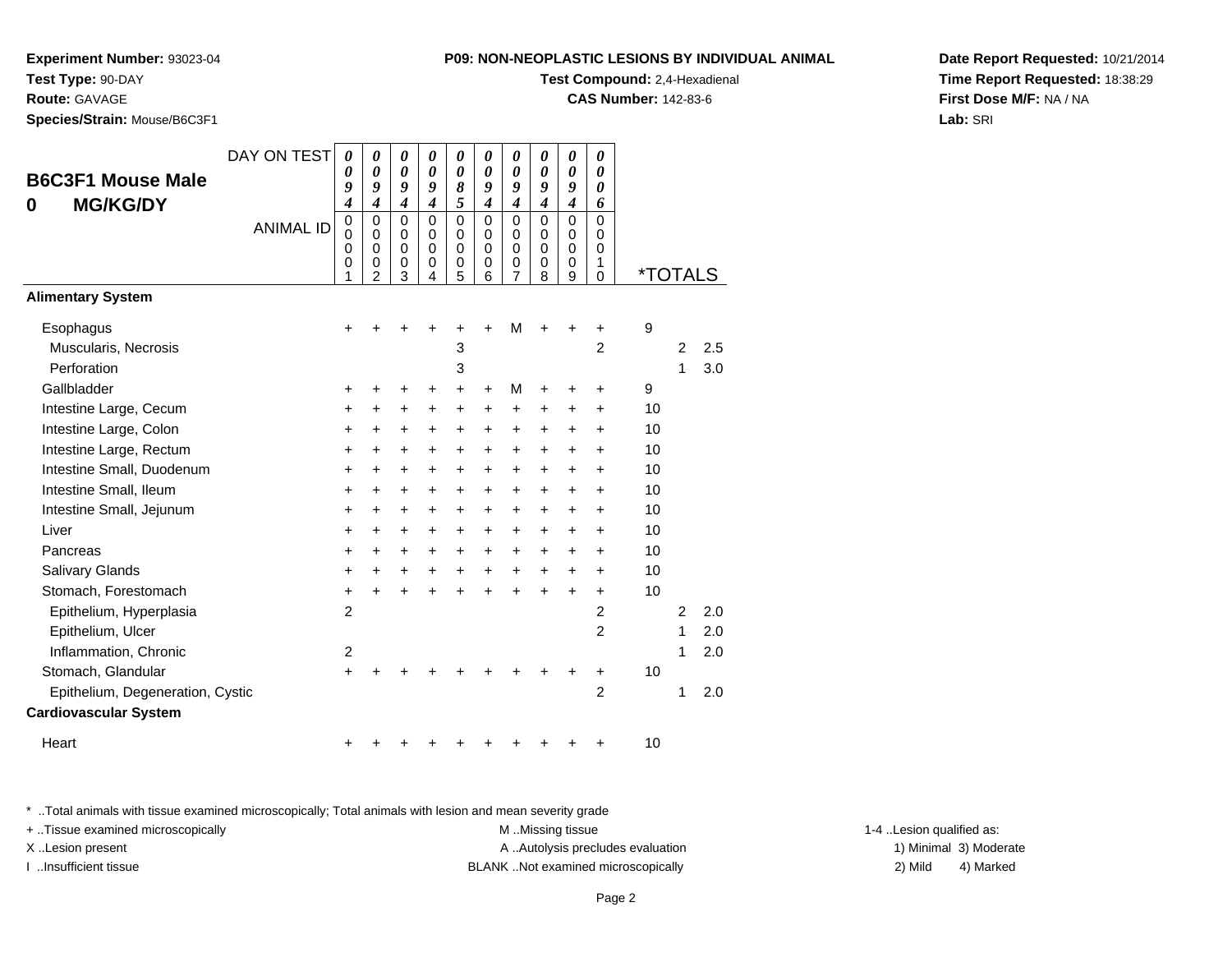**Experiment Number:** 93023-04
**Test Type:** 90-DAY
**Route:** GAVAGE
**Species/Strain:** Mouse/B6C3F1

**P09: NON-NEOPLASTIC LESIONS BY INDIVIDUAL ANIMAL**
**Test Compound:** 2,4-Hexadienal
**CAS Number:** 142-83-6

**Date Report Requested:** 10/21/2014
**Time Report Requested:** 18:38:29
**First Dose M/F:** NA / NA
**Lab:** SRI

## B6C3F1 Mouse Male 0 MG/KG/DY

| DAY ON TEST | 0094 | 0094 | 0094 | 0094 | 0085 | 0094 | 0094 | 0094 | 0094 | 0006 | *TOTALS | | |
|---|---|---|---|---|---|---|---|---|---|---|---|---|---|
| ANIMAL ID | 00001 | 00002 | 00003 | 00004 | 00005 | 00006 | 00007 | 00008 | 00009 | 00010 | | | |
| **Alimentary System** | | | | | | | | | | | | | |
| Esophagus | + | + | + | + | + | + | M | + | + | + | 9 | | |
| Muscularis, Necrosis | | | | | 3 | | | | | 2 | | 2 | 2.5 |
| Perforation | | | | | 3 | | | | | | | 1 | 3.0 |
| Gallbladder | + | + | + | + | + | + | M | + | + | + | 9 | | |
| Intestine Large, Cecum | + | + | + | + | + | + | + | + | + | + | 10 | | |
| Intestine Large, Colon | + | + | + | + | + | + | + | + | + | + | 10 | | |
| Intestine Large, Rectum | + | + | + | + | + | + | + | + | + | + | 10 | | |
| Intestine Small, Duodenum | + | + | + | + | + | + | + | + | + | + | 10 | | |
| Intestine Small, Ileum | + | + | + | + | + | + | + | + | + | + | 10 | | |
| Intestine Small, Jejunum | + | + | + | + | + | + | + | + | + | + | 10 | | |
| Liver | + | + | + | + | + | + | + | + | + | + | 10 | | |
| Pancreas | + | + | + | + | + | + | + | + | + | + | 10 | | |
| Salivary Glands | + | + | + | + | + | + | + | + | + | + | 10 | | |
| Stomach, Forestomach | + | + | + | + | + | + | + | + | + | + | 10 | | |
| Epithelium, Hyperplasia | 2 | | | | | | | | | 2 | | 2 | 2.0 |
| Epithelium, Ulcer | | | | | | | | | | 2 | | 1 | 2.0 |
| Inflammation, Chronic | 2 | | | | | | | | | | | 1 | 2.0 |
| Stomach, Glandular | + | + | + | + | + | + | + | + | + | + | 10 | | |
| Epithelium, Degeneration, Cystic | | | | | | | | | | 2 | | 1 | 2.0 |
| **Cardiovascular System** | | | | | | | | | | | | | |
| Heart | + | + | + | + | + | + | + | + | + | + | 10 | | |

* ..Total animals with tissue examined microscopically; Total animals with lesion and mean severity grade
+ ..Tissue examined microscopically
X ..Lesion present
I ..Insufficient tissue
M ..Missing tissue
A ..Autolysis precludes evaluation
BLANK ..Not examined microscopically
1-4 ..Lesion qualified as: 1) Minimal 2) Mild 3) Moderate 4) Marked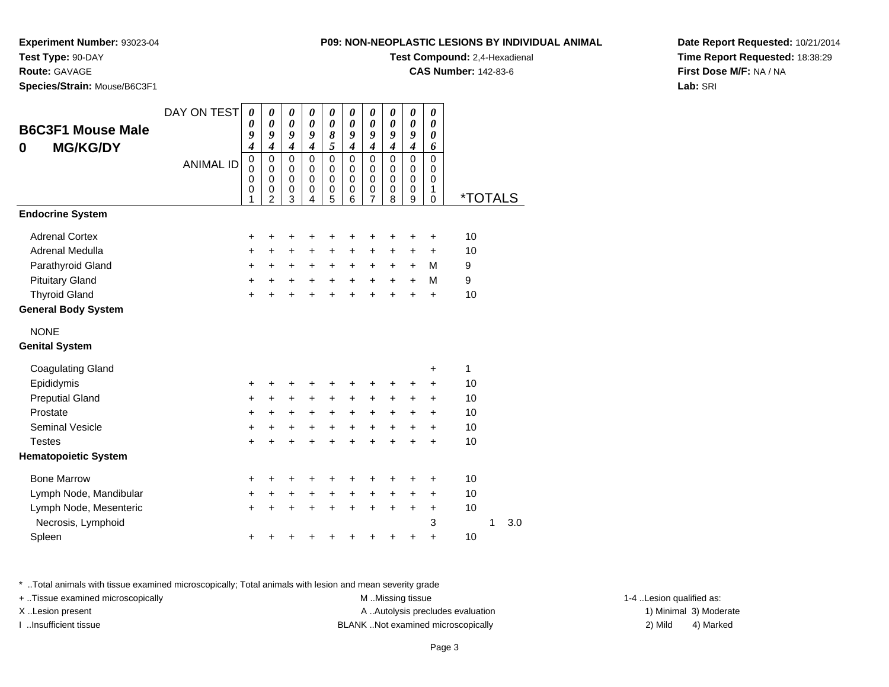**Experiment Number:** 93023-04
**Test Type:** 90-DAY
**Route:** GAVAGE
**Species/Strain:** Mouse/B6C3F1

**P09: NON-NEOPLASTIC LESIONS BY INDIVIDUAL ANIMAL**
**Test Compound:** 2,4-Hexadienal
**CAS Number:** 142-83-6

**Date Report Requested:** 10/21/2014
**Time Report Requested:** 18:38:29
**First Dose M/F:** NA / NA
**Lab:** SRI

## B6C3F1 Mouse Male
## 0 MG/KG/DY

| DAY ON TEST | 0094 | 0094 | 0094 | 0094 | 0085 | 0094 | 0094 | 0094 | 0094 | 0006 | | | |
|---|---|---|---|---|---|---|---|---|---|---|---|---|---|
| ANIMAL ID | 00001 | 00002 | 00003 | 00004 | 00005 | 00006 | 00007 | 00008 | 00009 | 00010 | *TOTALS | | |
| **Endocrine System** | | | | | | | | | | | | | |
| Adrenal Cortex | + | + | + | + | + | + | + | + | + | + | 10 | | |
| Adrenal Medulla | + | + | + | + | + | + | + | + | + | + | 10 | | |
| Parathyroid Gland | + | + | + | + | + | + | + | + | + | M | 9 | | |
| Pituitary Gland | + | + | + | + | + | + | + | + | + | M | 9 | | |
| Thyroid Gland | + | + | + | + | + | + | + | + | + | + | 10 | | |
| **General Body System** | | | | | | | | | | | | | |
| NONE | | | | | | | | | | | | | |
| **Genital System** | | | | | | | | | | | | | |
| Coagulating Gland | | | | | | | | | | + | 1 | | |
| Epididymis | + | + | + | + | + | + | + | + | + | + | 10 | | |
| Preputial Gland | + | + | + | + | + | + | + | + | + | + | 10 | | |
| Prostate | + | + | + | + | + | + | + | + | + | + | 10 | | |
| Seminal Vesicle | + | + | + | + | + | + | + | + | + | + | 10 | | |
| Testes | + | + | + | + | + | + | + | + | + | + | 10 | | |
| **Hematopoietic System** | | | | | | | | | | | | | |
| Bone Marrow | + | + | + | + | + | + | + | + | + | + | 10 | | |
| Lymph Node, Mandibular | + | + | + | + | + | + | + | + | + | + | 10 | | |
| Lymph Node, Mesenteric | + | + | + | + | + | + | + | + | + | + | 10 | | |
| Necrosis, Lymphoid | | | | | | | | | | 3 | | 1 | 3.0 |
| Spleen | + | + | + | + | + | + | + | + | + | + | 10 | | |

* ..Total animals with tissue examined microscopically; Total animals with lesion and mean severity grade
+ ..Tissue examined microscopically
X ..Lesion present
I ..Insufficient tissue
M ..Missing tissue
A ..Autolysis precludes evaluation
BLANK ..Not examined microscopically
1-4 ..Lesion qualified as:
1) Minimal 2) Mild 3) Moderate 4) Marked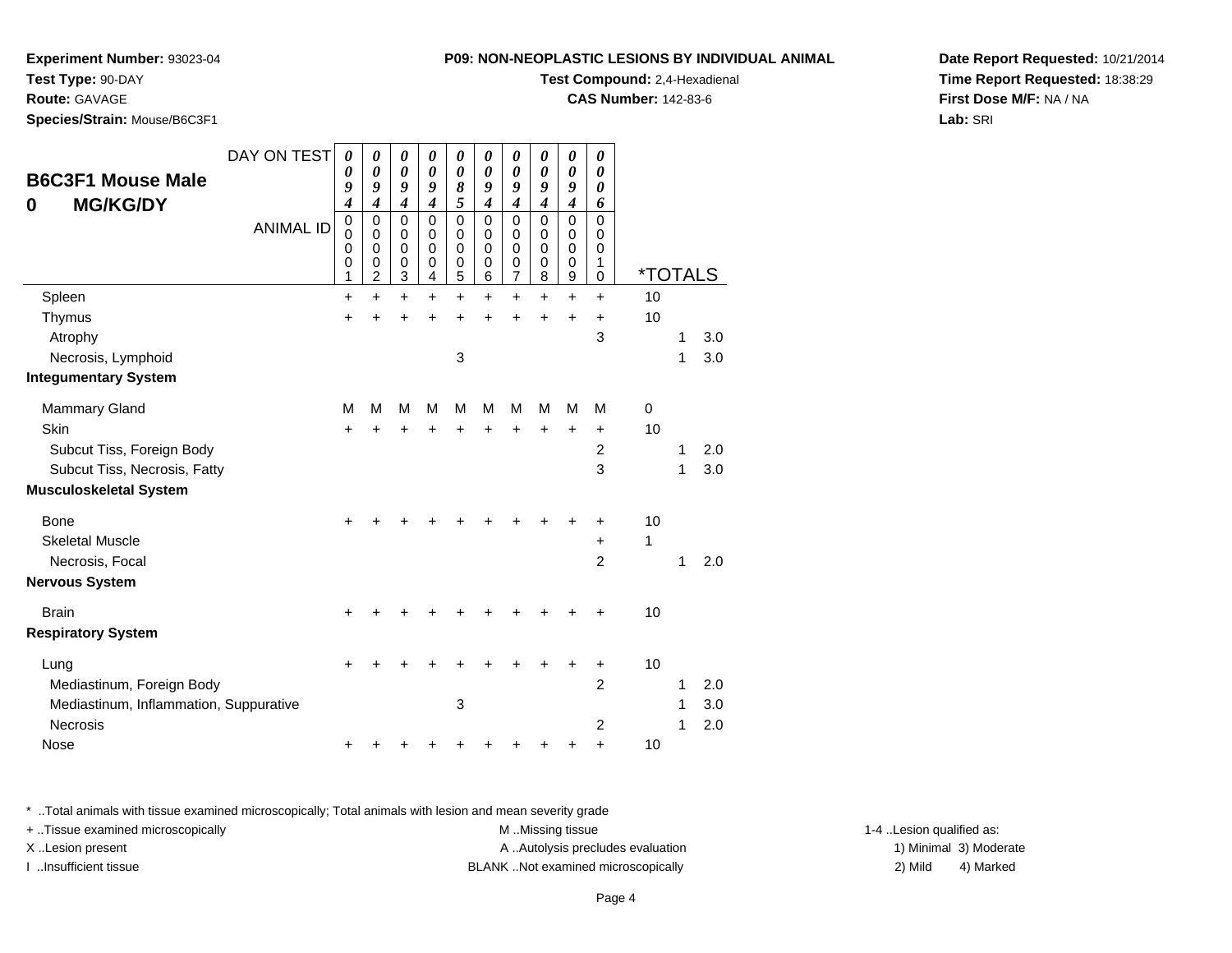**Experiment Number:** 93023-04
**Test Type:** 90-DAY
**Route:** GAVAGE
**Species/Strain:** Mouse/B6C3F1

**P09: NON-NEOPLASTIC LESIONS BY INDIVIDUAL ANIMAL**
**Test Compound:** 2,4-Hexadienal
**CAS Number:** 142-83-6

**Date Report Requested:** 10/21/2014
**Time Report Requested:** 18:38:29
**First Dose M/F:** NA / NA
**Lab:** SRI

## B6C3F1 Mouse Male
## 0 MG/KG/DY

| DAY ON TEST | 0094 | 0094 | 0094 | 0094 | 0085 | 0094 | 0094 | 0094 | 0094 | 0006 | | | |
|---|---|---|---|---|---|---|---|---|---|---|---|---|---|
| ANIMAL ID | 00001 | 00002 | 00003 | 00004 | 00005 | 00006 | 00007 | 00008 | 00009 | 00010 | *TOTALS | | |
| Spleen | + | + | + | + | + | + | + | + | + | + | 10 | | |
| Thymus | + | + | + | + | + | + | + | + | + | + | 10 | | |
| Atrophy | | | | | | | | | | 3 | | 1 | 3.0 |
| Necrosis, Lymphoid | | | | | 3 | | | | | | | 1 | 3.0 |
| **Integumentary System** | | | | | | | | | | | | | |
| Mammary Gland | M | M | M | M | M | M | M | M | M | M | 0 | | |
| Skin | + | + | + | + | + | + | + | + | + | + | 10 | | |
| Subcut Tiss, Foreign Body | | | | | | | | | | 2 | | 1 | 2.0 |
| Subcut Tiss, Necrosis, Fatty | | | | | | | | | | 3 | | 1 | 3.0 |
| **Musculoskeletal System** | | | | | | | | | | | | | |
| Bone | + | + | + | + | + | + | + | + | + | + | 10 | | |
| Skeletal Muscle | | | | | | | | | | + | 1 | | |
| Necrosis, Focal | | | | | | | | | | 2 | | 1 | 2.0 |
| **Nervous System** | | | | | | | | | | | | | |
| Brain | + | + | + | + | + | + | + | + | + | + | 10 | | |
| **Respiratory System** | | | | | | | | | | | | | |
| Lung | + | + | + | + | + | + | + | + | + | + | 10 | | |
| Mediastinum, Foreign Body | | | | | | | | | | 2 | | 1 | 2.0 |
| Mediastinum, Inflammation, Suppurative | | | | | 3 | | | | | | | 1 | 3.0 |
| Necrosis | | | | | | | | | | 2 | | 1 | 2.0 |
| Nose | + | + | + | + | + | + | + | + | + | + | 10 | | |

\* ..Total animals with tissue examined microscopically; Total animals with lesion and mean severity grade
+ ..Tissue examined microscopically
X ..Lesion present
I ..Insufficient tissue
M ..Missing tissue
A ..Autolysis precludes evaluation
BLANK ..Not examined microscopically
1-4 ..Lesion qualified as:
1) Minimal 2) Mild 3) Moderate 4) Marked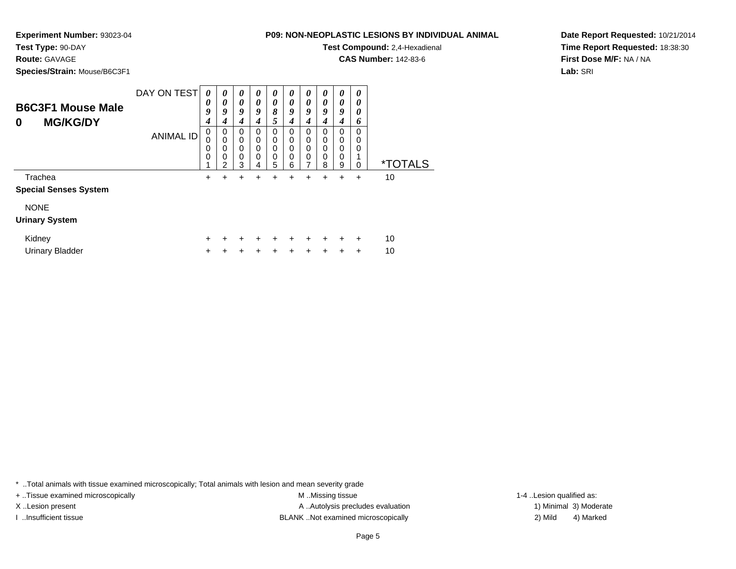**Experiment Number:** 93023-04
**Test Type:** 90-DAY
**Route:** GAVAGE
**Species/Strain:** Mouse/B6C3F1

**P09: NON-NEOPLASTIC LESIONS BY INDIVIDUAL ANIMAL**
**Test Compound:** 2,4-Hexadienal
**CAS Number:** 142-83-6

**Date Report Requested:** 10/21/2014
**Time Report Requested:** 18:38:30
**First Dose M/F:** NA / NA
**Lab:** SRI

## B6C3F1 Mouse Male
## 0 MG/KG/DY

| DAY ON TEST | 0094 | 0094 | 0094 | 0094 | 0085 | 0094 | 0094 | 0094 | 0094 | 0006 | |
|---|---|---|---|---|---|---|---|---|---|---|---|
| ANIMAL ID | 00001 | 00002 | 00003 | 00004 | 00005 | 00006 | 00007 | 00008 | 00009 | 00010 | *TOTALS |
| Trachea | + | + | + | + | + | + | + | + | + | + | 10 |
| **Special Senses System** | | | | | | | | | | | |
| NONE | | | | | | | | | | | |
| **Urinary System** | | | | | | | | | | | |
| Kidney | + | + | + | + | + | + | + | + | + | + | 10 |
| Urinary Bladder | + | + | + | + | + | + | + | + | + | + | 10 |

* ..Total animals with tissue examined microscopically; Total animals with lesion and mean severity grade
+ ..Tissue examined microscopically
X ..Lesion present
I ..Insufficient tissue
M ..Missing tissue
A ..Autolysis precludes evaluation
BLANK ..Not examined microscopically
1-4 ..Lesion qualified as:
1) Minimal 3) Moderate
2) Mild 4) Marked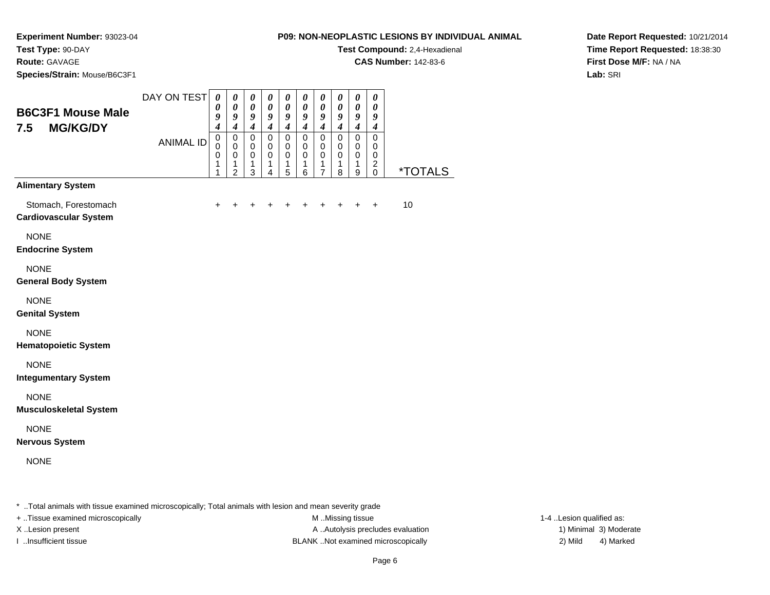**Experiment Number:** 93023-04
**Test Type:** 90-DAY
**Route:** GAVAGE
**Species/Strain:** Mouse/B6C3F1

**P09: NON-NEOPLASTIC LESIONS BY INDIVIDUAL ANIMAL**
**Test Compound:** 2,4-Hexadienal
**CAS Number:** 142-83-6

**Date Report Requested:** 10/21/2014
**Time Report Requested:** 18:38:30
**First Dose M/F:** NA / NA
**Lab:** SRI

## B6C3F1 Mouse Male 7.5 MG/KG/DY

| DAY ON TEST | 0094 | 0094 | 0094 | 0094 | 0094 | 0094 | 0094 | 0094 | 0094 | 0094 | |
|---|---|---|---|---|---|---|---|---|---|---|---|
| **ANIMAL ID** | 00011 | 00012 | 00013 | 00014 | 00015 | 00016 | 00017 | 00018 | 00019 | 00020 | ***TOTALS** |
| **Alimentary System** | | | | | | | | | | | |
| Stomach, Forestomach | + | + | + | + | + | + | + | + | + | + | 10 |
| **Cardiovascular System** | | | | | | | | | | | |
| NONE | | | | | | | | | | | |
| **Endocrine System** | | | | | | | | | | | |
| NONE | | | | | | | | | | | |
| **General Body System** | | | | | | | | | | | |
| NONE | | | | | | | | | | | |
| **Genital System** | | | | | | | | | | | |
| NONE | | | | | | | | | | | |
| **Hematopoietic System** | | | | | | | | | | | |
| NONE | | | | | | | | | | | |
| **Integumentary System** | | | | | | | | | | | |
| NONE | | | | | | | | | | | |
| **Musculoskeletal System** | | | | | | | | | | | |
| NONE | | | | | | | | | | | |
| **Nervous System** | | | | | | | | | | | |
| NONE | | | | | | | | | | | |

* ..Total animals with tissue examined microscopically; Total animals with lesion and mean severity grade
+ ..Tissue examined microscopically
X ..Lesion present
I ..Insufficient tissue

M ..Missing tissue
A ..Autolysis precludes evaluation
BLANK ..Not examined microscopically

1-4 ..Lesion qualified as:
1) Minimal 3) Moderate
2) Mild 4) Marked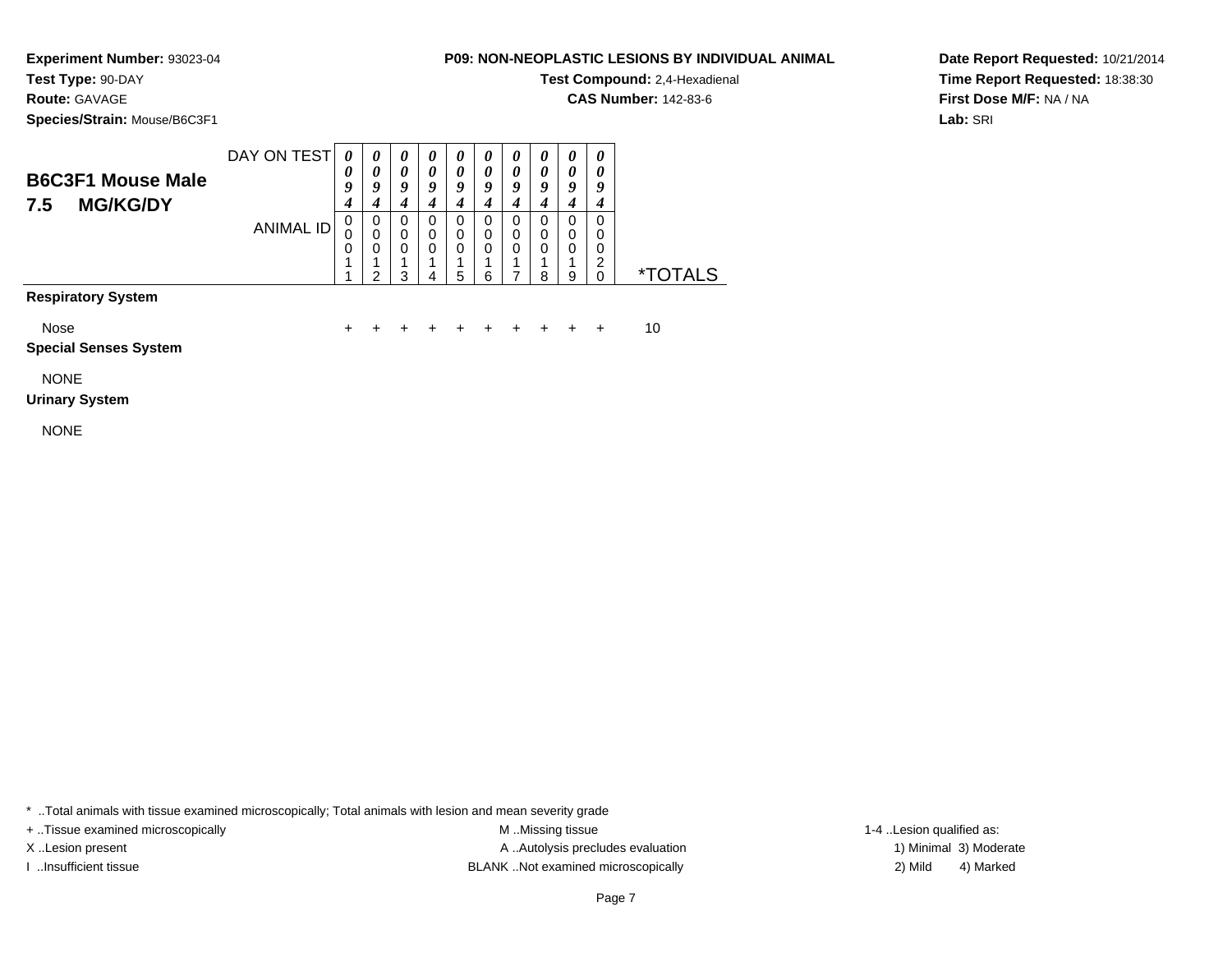**Experiment Number:** 93023-04
**Test Type:** 90-DAY
**Route:** GAVAGE
**Species/Strain:** Mouse/B6C3F1

**P09: NON-NEOPLASTIC LESIONS BY INDIVIDUAL ANIMAL**
**Test Compound:** 2,4-Hexadienal
**CAS Number:** 142-83-6

**Date Report Requested:** 10/21/2014
**Time Report Requested:** 18:38:30
**First Dose M/F:** NA / NA
**Lab:** SRI

## B6C3F1 Mouse Male
## 7.5 MG/KG/DY

| DAY ON TEST | 0094 | 0094 | 0094 | 0094 | 0094 | 0094 | 0094 | 0094 | 0094 | 0094 | |
|---|---|---|---|---|---|---|---|---|---|---|---|
| ANIMAL ID | 00011 | 00012 | 00013 | 00014 | 00015 | 00016 | 00017 | 00018 | 00019 | 00020 | *TOTALS |
| **Respiratory System** | | | | | | | | | | | |
| Nose | + | + | + | + | + | + | + | + | + | + | 10 |
| **Special Senses System** | | | | | | | | | | | |
| NONE | | | | | | | | | | | |
| **Urinary System** | | | | | | | | | | | |
| NONE | | | | | | | | | | | |

* ..Total animals with tissue examined microscopically; Total animals with lesion and mean severity grade
+ ..Tissue examined microscopically
X ..Lesion present
I ..Insufficient tissue
M ..Missing tissue
A ..Autolysis precludes evaluation
BLANK ..Not examined microscopically
1-4 ..Lesion qualified as:
1) Minimal 3) Moderate
2) Mild 4) Marked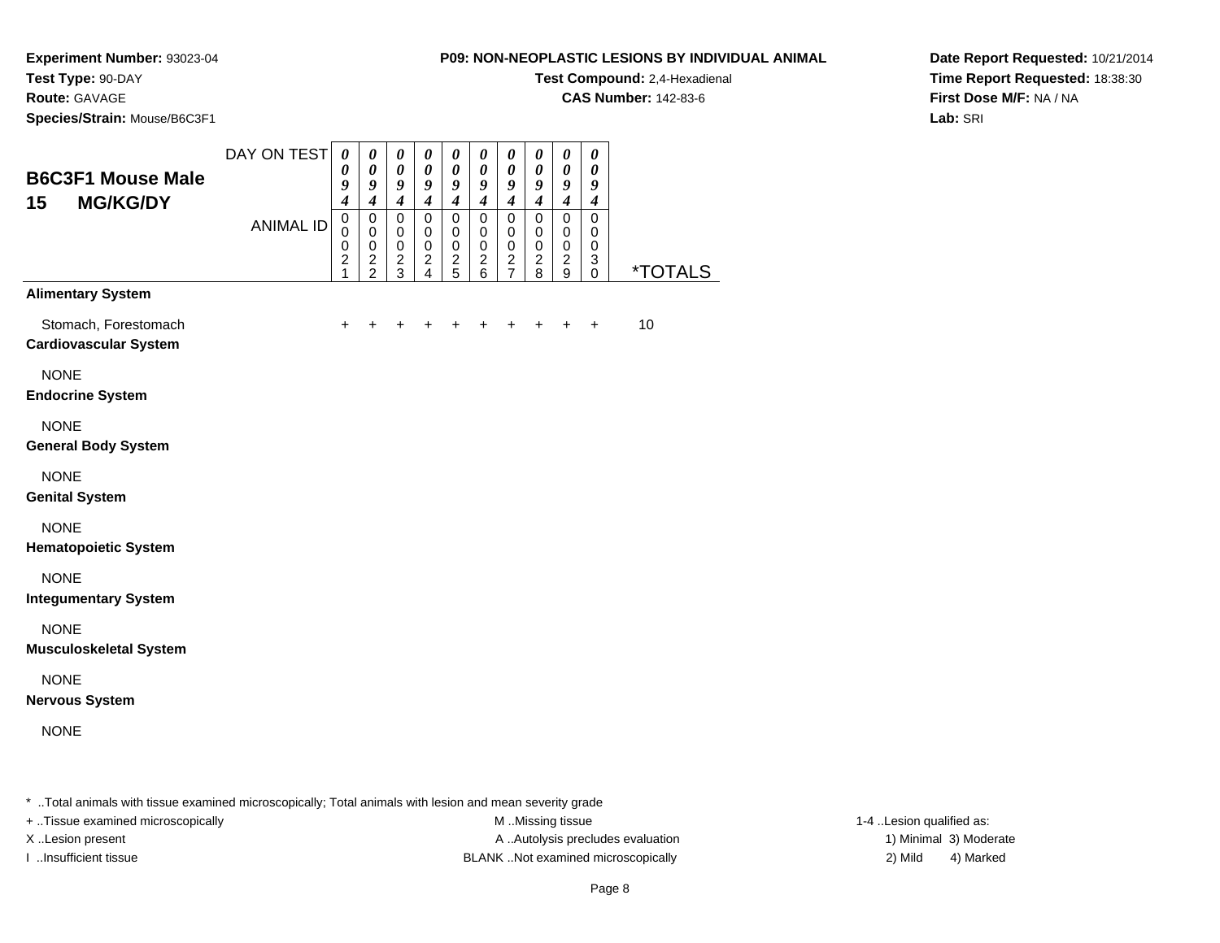**Experiment Number:** 93023-04
**Test Type:** 90-DAY
**Route:** GAVAGE
**Species/Strain:** Mouse/B6C3F1

**P09: NON-NEOPLASTIC LESIONS BY INDIVIDUAL ANIMAL**
**Test Compound:** 2,4-Hexadienal
**CAS Number:** 142-83-6

**Date Report Requested:** 10/21/2014
**Time Report Requested:** 18:38:30
**First Dose M/F:** NA / NA
**Lab:** SRI

## B6C3F1 Mouse Male 15 MG/KG/DY

| | | | | | | | | | | | |
|---|---|---|---|---|---|---|---|---|---|---|---|
| DAY ON TEST | 0094 | 0094 | 0094 | 0094 | 0094 | 0094 | 0094 | 0094 | 0094 | 0094 | |
| ANIMAL ID | 00021 | 00022 | 00023 | 00024 | 00025 | 00026 | 00027 | 00028 | 00029 | 00030 | *TOTALS |
| **Alimentary System** | | | | | | | | | | | |
| Stomach, Forestomach | + | + | + | + | + | + | + | + | + | + | 10 |
| **Cardiovascular System** | | | | | | | | | | | |
| NONE | | | | | | | | | | | |
| **Endocrine System** | | | | | | | | | | | |
| NONE | | | | | | | | | | | |
| **General Body System** | | | | | | | | | | | |
| NONE | | | | | | | | | | | |
| **Genital System** | | | | | | | | | | | |
| NONE | | | | | | | | | | | |
| **Hematopoietic System** | | | | | | | | | | | |
| NONE | | | | | | | | | | | |
| **Integumentary System** | | | | | | | | | | | |
| NONE | | | | | | | | | | | |
| **Musculoskeletal System** | | | | | | | | | | | |
| NONE | | | | | | | | | | | |
| **Nervous System** | | | | | | | | | | | |
| NONE | | | | | | | | | | | |

* ..Total animals with tissue examined microscopically; Total animals with lesion and mean severity grade
+ ..Tissue examined microscopically
X ..Lesion present
I ..Insufficient tissue

M ..Missing tissue
A ..Autolysis precludes evaluation
BLANK ..Not examined microscopically

1-4 ..Lesion qualified as:
1) Minimal 3) Moderate
2) Mild 4) Marked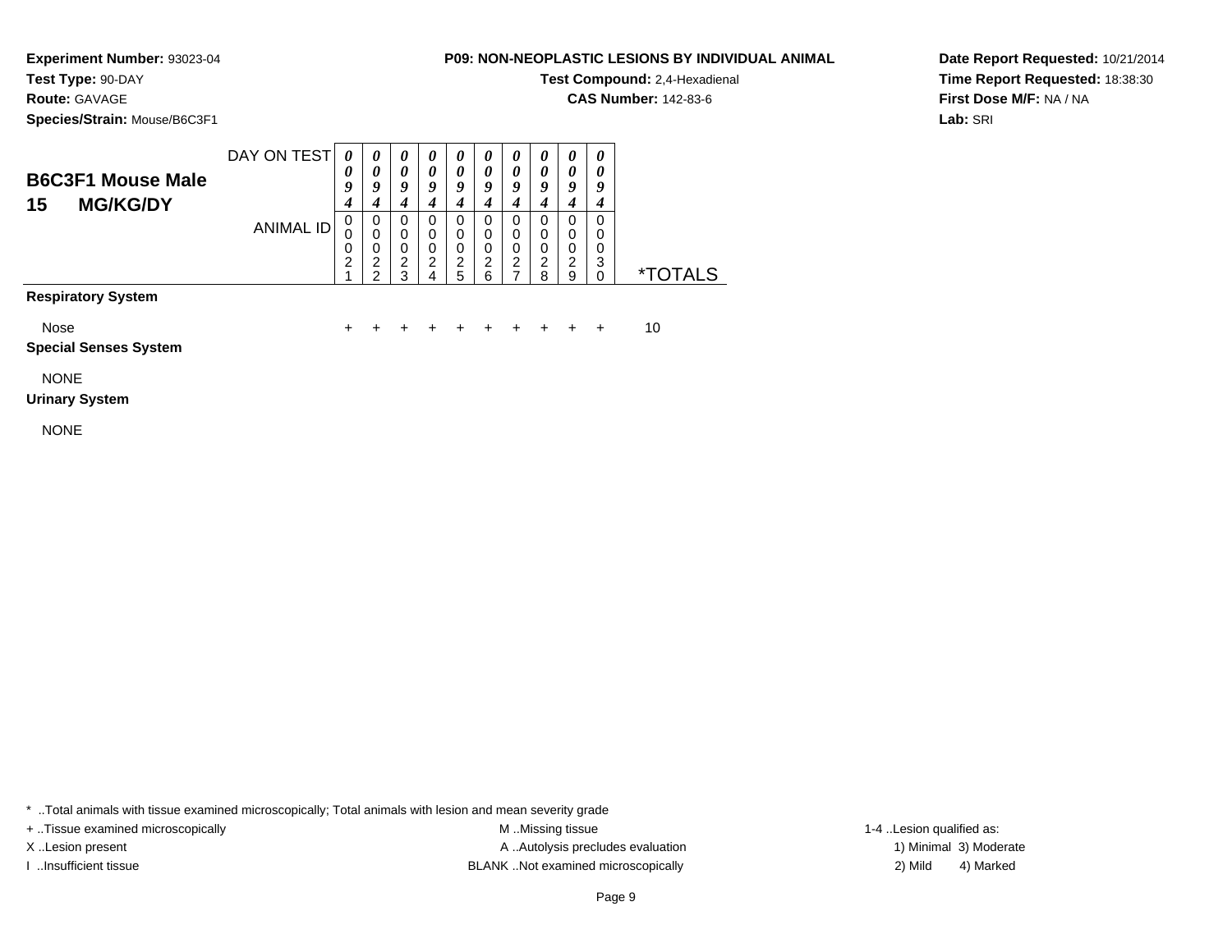**Experiment Number:** 93023-04
**Test Type:** 90-DAY
**Route:** GAVAGE
**Species/Strain:** Mouse/B6C3F1

**P09: NON-NEOPLASTIC LESIONS BY INDIVIDUAL ANIMAL**
**Test Compound:** 2,4-Hexadienal
**CAS Number:** 142-83-6

**Date Report Requested:** 10/21/2014
**Time Report Requested:** 18:38:30
**First Dose M/F:** NA / NA
**Lab:** SRI

## B6C3F1 Mouse Male
## 15 MG/KG/DY

| DAY ON TEST | 0094 | 0094 | 0094 | 0094 | 0094 | 0094 | 0094 | 0094 | 0094 | 0094 | |
|---|---|---|---|---|---|---|---|---|---|---|---|
| **ANIMAL ID** | 00021 | 00022 | 00023 | 00024 | 00025 | 00026 | 00027 | 00028 | 00029 | 00030 | ***TOTALS** |
| **Respiratory System** | | | | | | | | | | | |
| Nose | + | + | + | + | + | + | + | + | + | + | 10 |
| **Special Senses System** | | | | | | | | | | | |
| NONE | | | | | | | | | | | |
| **Urinary System** | | | | | | | | | | | |
| NONE | | | | | | | | | | | |

* ..Total animals with tissue examined microscopically; Total animals with lesion and mean severity grade
+ ..Tissue examined microscopically
X ..Lesion present
I ..Insufficient tissue
M ..Missing tissue
A ..Autolysis precludes evaluation
BLANK ..Not examined microscopically
1-4 ..Lesion qualified as:
1) Minimal 3) Moderate
2) Mild 4) Marked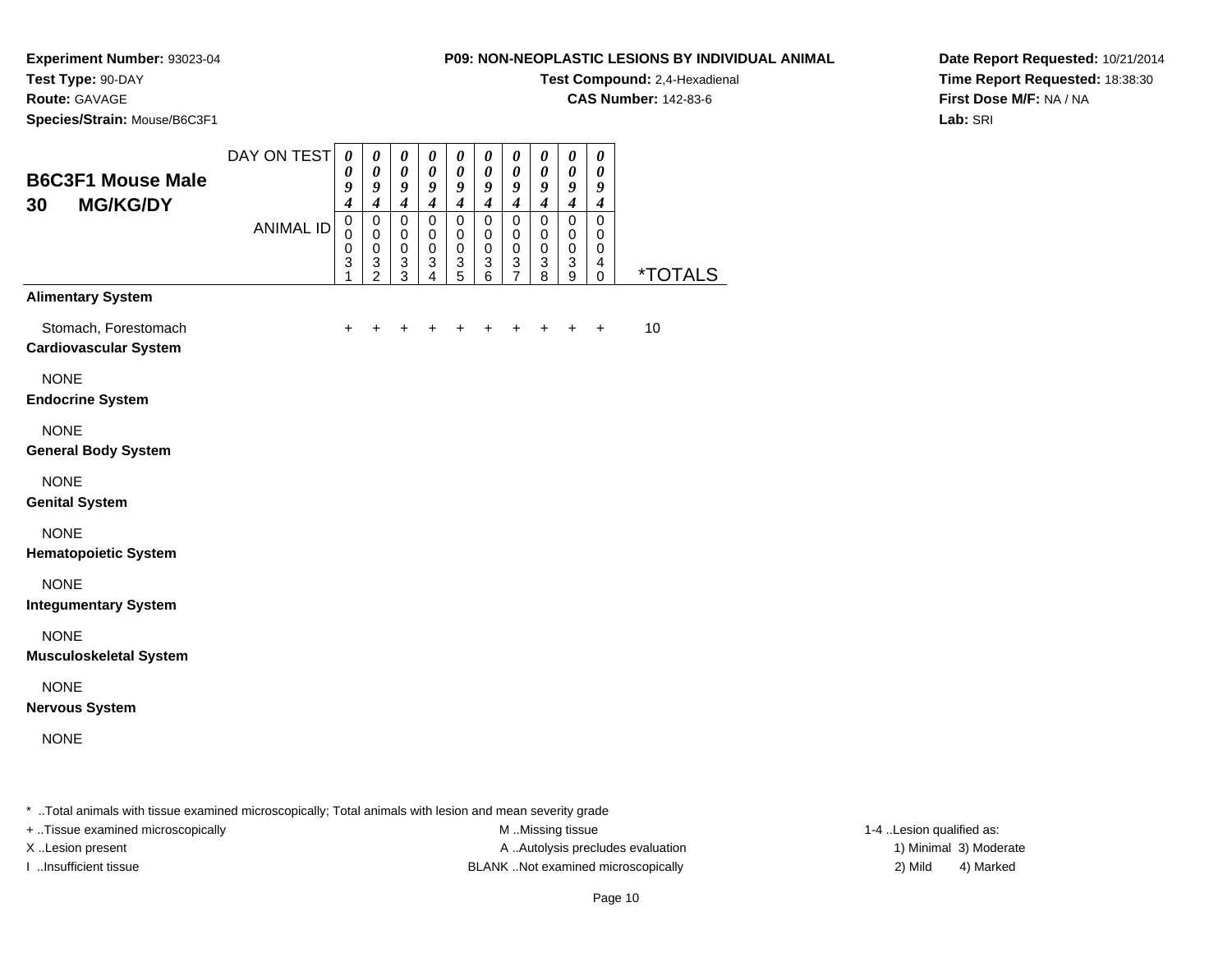**Experiment Number:** 93023-04
**Test Type:** 90-DAY
**Route:** GAVAGE
**Species/Strain:** Mouse/B6C3F1

**P09: NON-NEOPLASTIC LESIONS BY INDIVIDUAL ANIMAL**
**Test Compound:** 2,4-Hexadienal
**CAS Number:** 142-83-6

**Date Report Requested:** 10/21/2014
**Time Report Requested:** 18:38:30
**First Dose M/F:** NA / NA
**Lab:** SRI

## B6C3F1 Mouse Male 30 MG/KG/DY

| | | | | | | | | | | | |
|---|---|---|---|---|---|---|---|---|---|---|---|
| DAY ON TEST | 0094 | 0094 | 0094 | 0094 | 0094 | 0094 | 0094 | 0094 | 0094 | 0094 | |
| ANIMAL ID | 00031 | 00032 | 00033 | 00034 | 00035 | 00036 | 00037 | 00038 | 00039 | 00040 | *TOTALS |
| **Alimentary System** | | | | | | | | | | | |
| Stomach, Forestomach | + | + | + | + | + | + | + | + | + | + | 10 |
| **Cardiovascular System** | | | | | | | | | | | |
| NONE | | | | | | | | | | | |
| **Endocrine System** | | | | | | | | | | | |
| NONE | | | | | | | | | | | |
| **General Body System** | | | | | | | | | | | |
| NONE | | | | | | | | | | | |
| **Genital System** | | | | | | | | | | | |
| NONE | | | | | | | | | | | |
| **Hematopoietic System** | | | | | | | | | | | |
| NONE | | | | | | | | | | | |
| **Integumentary System** | | | | | | | | | | | |
| NONE | | | | | | | | | | | |
| **Musculoskeletal System** | | | | | | | | | | | |
| NONE | | | | | | | | | | | |
| **Nervous System** | | | | | | | | | | | |
| NONE | | | | | | | | | | | |

* ..Total animals with tissue examined microscopically; Total animals with lesion and mean severity grade
+ ..Tissue examined microscopically
X ..Lesion present
I ..Insufficient tissue

M ..Missing tissue
A ..Autolysis precludes evaluation
BLANK ..Not examined microscopically

1-4 ..Lesion qualified as:
1) Minimal 3) Moderate
2) Mild 4) Marked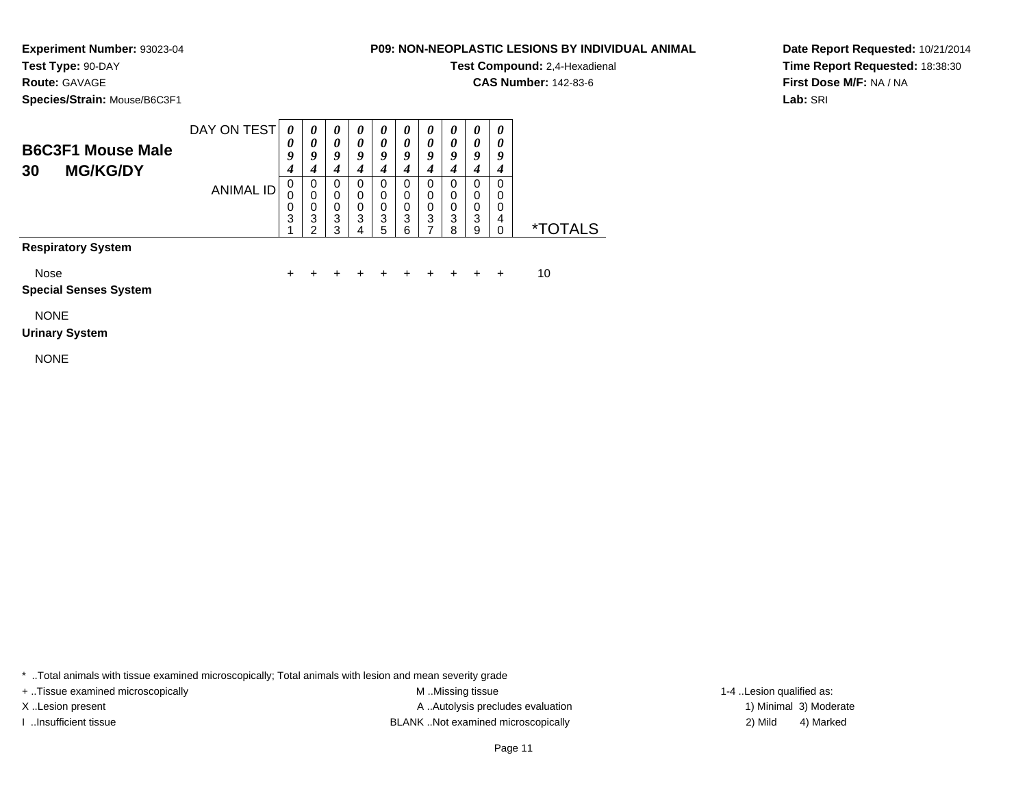**Experiment Number:** 93023-04
**Test Type:** 90-DAY
**Route:** GAVAGE
**Species/Strain:** Mouse/B6C3F1

**P09: NON-NEOPLASTIC LESIONS BY INDIVIDUAL ANIMAL**
**Test Compound:** 2,4-Hexadienal
**CAS Number:** 142-83-6

**Date Report Requested:** 10/21/2014
**Time Report Requested:** 18:38:30
**First Dose M/F:** NA / NA
**Lab:** SRI

## B6C3F1 Mouse Male
## 30 MG/KG/DY

| DAY ON TEST | 0094 | 0094 | 0094 | 0094 | 0094 | 0094 | 0094 | 0094 | 0094 | 0094 | |
|---|---|---|---|---|---|---|---|---|---|---|---|
| ANIMAL ID | 00031 | 00032 | 00033 | 00034 | 00035 | 00036 | 00037 | 00038 | 00039 | 00040 | *TOTALS |
| **Respiratory System** | | | | | | | | | | | |
| Nose | + | + | + | + | + | + | + | + | + | + | 10 |
| **Special Senses System** | | | | | | | | | | | |
| NONE | | | | | | | | | | | |
| **Urinary System** | | | | | | | | | | | |
| NONE | | | | | | | | | | | |

* ..Total animals with tissue examined microscopically; Total animals with lesion and mean severity grade
+ ..Tissue examined microscopically
X ..Lesion present
I ..Insufficient tissue
M ..Missing tissue
A ..Autolysis precludes evaluation
BLANK ..Not examined microscopically
1-4 ..Lesion qualified as:
1) Minimal 3) Moderate
2) Mild 4) Marked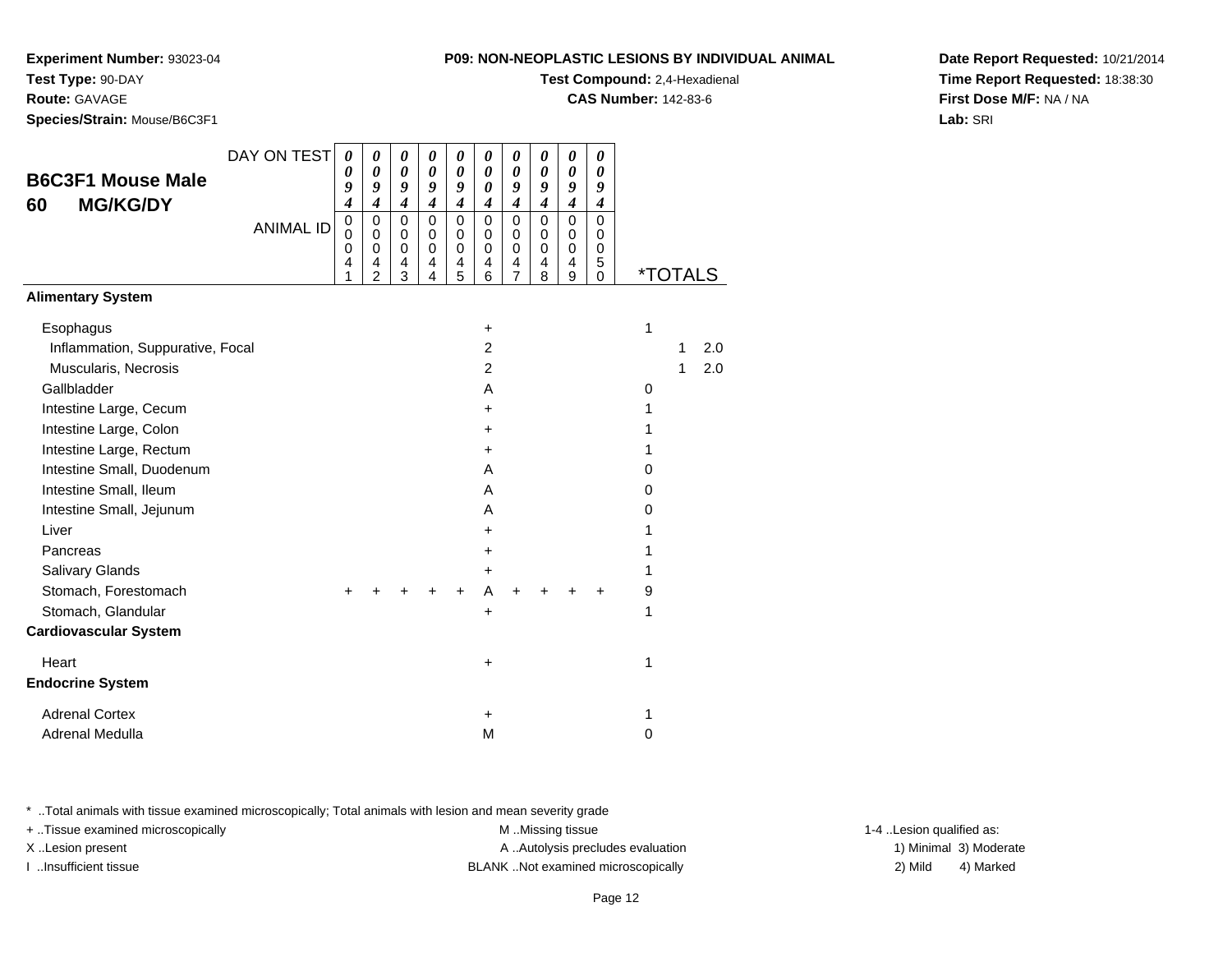**Experiment Number:** 93023-04
**Test Type:** 90-DAY
**Route:** GAVAGE
**Species/Strain:** Mouse/B6C3F1

**P09: NON-NEOPLASTIC LESIONS BY INDIVIDUAL ANIMAL**
**Test Compound:** 2,4-Hexadienal
**CAS Number:** 142-83-6

**Date Report Requested:** 10/21/2014
**Time Report Requested:** 18:38:30
**First Dose M/F:** NA / NA
**Lab:** SRI

## B6C3F1 Mouse Male 60 MG/KG/DY

| DAY ON TEST | 0094 | 0094 | 0094 | 0094 | 0094 | 0004 | 0094 | 0094 | 0094 | 0094 | *TOTALS | | |
|---|---|---|---|---|---|---|---|---|---|---|---|---|---|
| ANIMAL ID | 00041 | 00042 | 00043 | 00044 | 00045 | 00046 | 00047 | 00048 | 00049 | 00050 | | | |
| **Alimentary System** | | | | | | | | | | | | | |
| Esophagus | | | | | | + | | | | | 1 | | |
| Inflammation, Suppurative, Focal | | | | | | 2 | | | | | | 1 | 2.0 |
| Muscularis, Necrosis | | | | | | 2 | | | | | | 1 | 2.0 |
| Gallbladder | | | | | | A | | | | | 0 | | |
| Intestine Large, Cecum | | | | | | + | | | | | 1 | | |
| Intestine Large, Colon | | | | | | + | | | | | 1 | | |
| Intestine Large, Rectum | | | | | | + | | | | | 1 | | |
| Intestine Small, Duodenum | | | | | | A | | | | | 0 | | |
| Intestine Small, Ileum | | | | | | A | | | | | 0 | | |
| Intestine Small, Jejunum | | | | | | A | | | | | 0 | | |
| Liver | | | | | | + | | | | | 1 | | |
| Pancreas | | | | | | + | | | | | 1 | | |
| Salivary Glands | | | | | | + | | | | | 1 | | |
| Stomach, Forestomach | + | + | + | + | + | A | + | + | + | + | 9 | | |
| Stomach, Glandular | | | | | | + | | | | | 1 | | |
| **Cardiovascular System** | | | | | | | | | | | | | |
| Heart | | | | | | + | | | | | 1 | | |
| **Endocrine System** | | | | | | | | | | | | | |
| Adrenal Cortex | | | | | | + | | | | | 1 | | |
| Adrenal Medulla | | | | | | M | | | | | 0 | | |

* ..Total animals with tissue examined microscopically; Total animals with lesion and mean severity grade
+ ..Tissue examined microscopically
X ..Lesion present
I ..Insufficient tissue
M ..Missing tissue
A ..Autolysis precludes evaluation
BLANK ..Not examined microscopically
1-4 ..Lesion qualified as: 1) Minimal 2) Mild 3) Moderate 4) Marked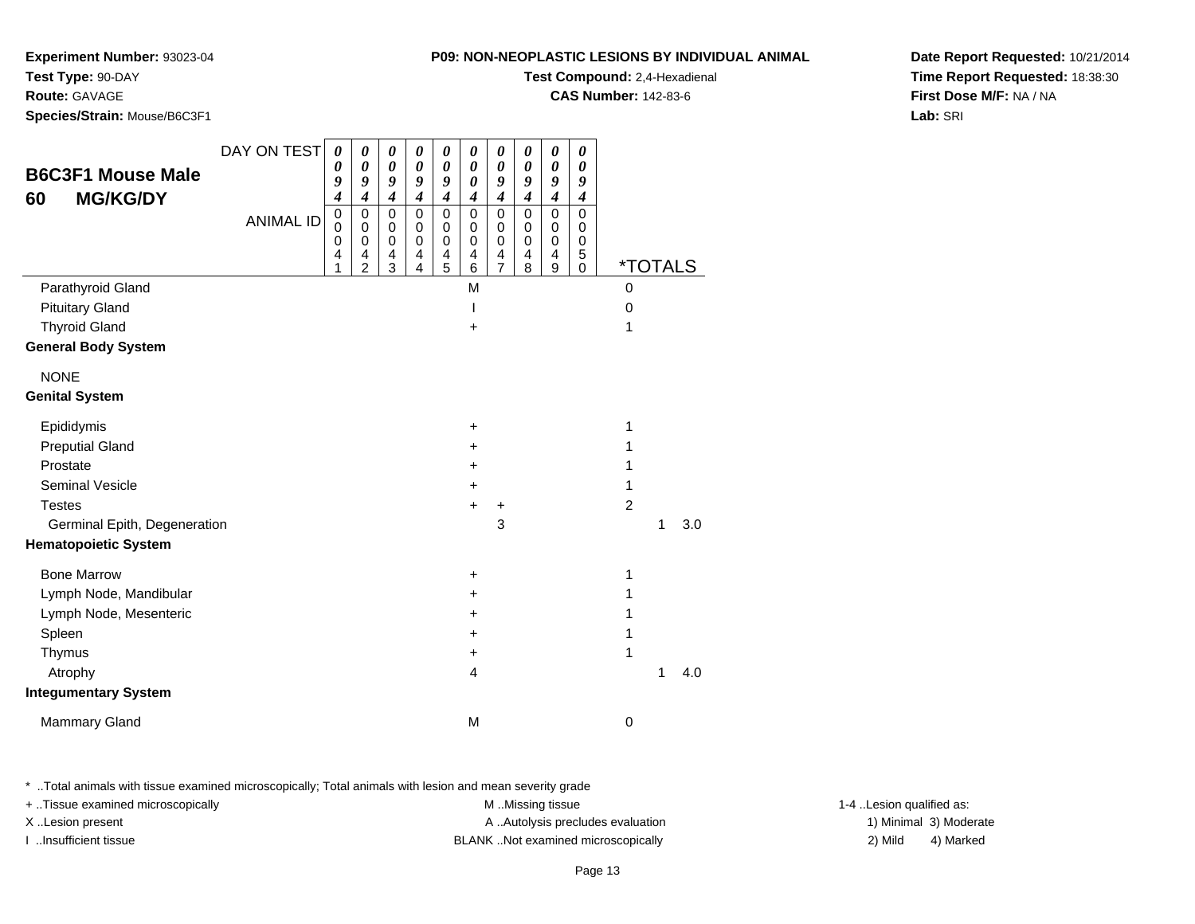**Experiment Number:** 93023-04
**Test Type:** 90-DAY
**Route:** GAVAGE
**Species/Strain:** Mouse/B6C3F1

**P09: NON-NEOPLASTIC LESIONS BY INDIVIDUAL ANIMAL**
**Test Compound:** 2,4-Hexadienal
**CAS Number:** 142-83-6

**Date Report Requested:** 10/21/2014
**Time Report Requested:** 18:38:30
**First Dose M/F:** NA / NA
**Lab:** SRI

| B6C3F1 Mouse Male 60 MG/KG/DY — DAY ON TEST | 0094 | 0094 | 0094 | 0094 | 0094 | 0004 | 0094 | 0094 | 0094 | 0094 | | | |
|---|---|---|---|---|---|---|---|---|---|---|---|---|---|
| **ANIMAL ID** | 00041 | 00042 | 00043 | 00044 | 00045 | 00046 | 00047 | 00048 | 00049 | 00050 | ***TOTALS** | | |
| Parathyroid Gland | | | | | | M | | | | | 0 | | |
| Pituitary Gland | | | | | | I | | | | | 0 | | |
| Thyroid Gland | | | | | | + | | | | | 1 | | |
| **General Body System** | | | | | | | | | | | | | |
| NONE | | | | | | | | | | | | | |
| **Genital System** | | | | | | | | | | | | | |
| Epididymis | | | | | | + | | | | | 1 | | |
| Preputial Gland | | | | | | + | | | | | 1 | | |
| Prostate | | | | | | + | | | | | 1 | | |
| Seminal Vesicle | | | | | | + | | | | | 1 | | |
| Testes | | | | | | + | + | | | | 2 | | |
| Germinal Epith, Degeneration | | | | | | | 3 | | | | | 1 | 3.0 |
| **Hematopoietic System** | | | | | | | | | | | | | |
| Bone Marrow | | | | | | + | | | | | 1 | | |
| Lymph Node, Mandibular | | | | | | + | | | | | 1 | | |
| Lymph Node, Mesenteric | | | | | | + | | | | | 1 | | |
| Spleen | | | | | | + | | | | | 1 | | |
| Thymus | | | | | | + | | | | | 1 | | |
| Atrophy | | | | | | 4 | | | | | | 1 | 4.0 |
| **Integumentary System** | | | | | | | | | | | | | |
| Mammary Gland | | | | | | M | | | | | 0 | | |

* ..Total animals with tissue examined microscopically; Total animals with lesion and mean severity grade
+ ..Tissue examined microscopically
X ..Lesion present
I ..Insufficient tissue
M ..Missing tissue
A ..Autolysis precludes evaluation
BLANK ..Not examined microscopically
1-4 ..Lesion qualified as:
1) Minimal 3) Moderate
2) Mild 4) Marked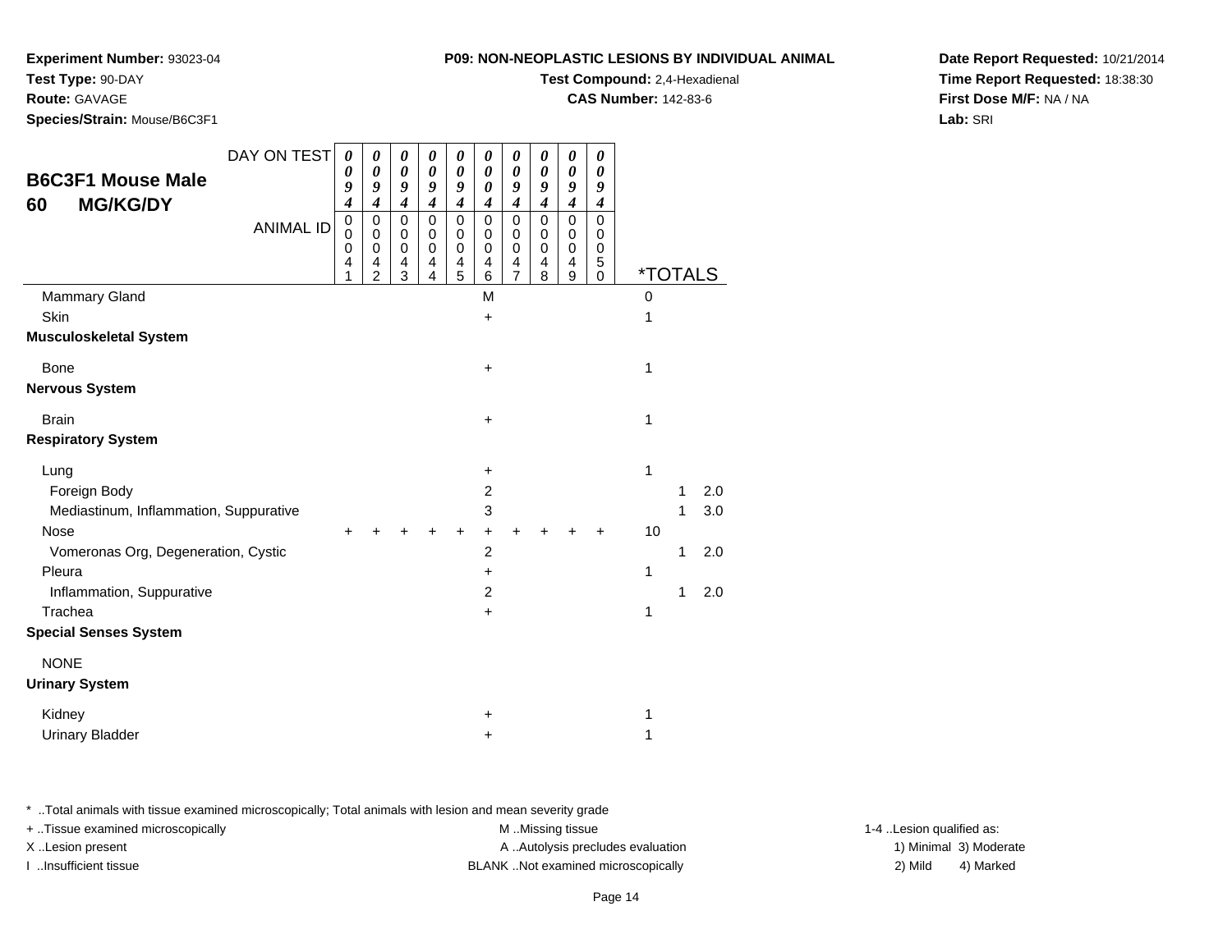**Experiment Number:** 93023-04
**Test Type:** 90-DAY
**Route:** GAVAGE
**Species/Strain:** Mouse/B6C3F1

**P09: NON-NEOPLASTIC LESIONS BY INDIVIDUAL ANIMAL**
**Test Compound:** 2,4-Hexadienal
**CAS Number:** 142-83-6

**Date Report Requested:** 10/21/2014
**Time Report Requested:** 18:38:30
**First Dose M/F:** NA / NA
**Lab:** SRI

## B6C3F1 Mouse Male 60 MG/KG/DY

| DAY ON TEST | 0094 | 0094 | 0094 | 0094 | 0094 | 0004 | 0094 | 0094 | 0094 | 0094 | | | |
|---|---|---|---|---|---|---|---|---|---|---|---|---|---|
| ANIMAL ID | 00041 | 00042 | 00043 | 00044 | 00045 | 00046 | 00047 | 00048 | 00049 | 00050 | *TOTALS | | |
| Mammary Gland | | | | | | M | | | | | 0 | | |
| Skin | | | | | | + | | | | | 1 | | |
| **Musculoskeletal System** | | | | | | | | | | | | | |
| Bone | | | | | | + | | | | | 1 | | |
| **Nervous System** | | | | | | | | | | | | | |
| Brain | | | | | | + | | | | | 1 | | |
| **Respiratory System** | | | | | | | | | | | | | |
| Lung | | | | | | + | | | | | 1 | | |
| Foreign Body | | | | | | 2 | | | | | | 1 | 2.0 |
| Mediastinum, Inflammation, Suppurative | | | | | | 3 | | | | | | 1 | 3.0 |
| Nose | + | + | + | + | + | + | + | + | + | + | 10 | | |
| Vomeronas Org, Degeneration, Cystic | | | | | | 2 | | | | | | 1 | 2.0 |
| Pleura | | | | | | + | | | | | 1 | | |
| Inflammation, Suppurative | | | | | | 2 | | | | | | 1 | 2.0 |
| Trachea | | | | | | + | | | | | 1 | | |
| **Special Senses System** | | | | | | | | | | | | | |
| NONE | | | | | | | | | | | | | |
| **Urinary System** | | | | | | | | | | | | | |
| Kidney | | | | | | + | | | | | 1 | | |
| Urinary Bladder | | | | | | + | | | | | 1 | | |

* ..Total animals with tissue examined microscopically; Total animals with lesion and mean severity grade

+ ..Tissue examined microscopically
X ..Lesion present
I ..Insufficient tissue

M ..Missing tissue
A ..Autolysis precludes evaluation
BLANK ..Not examined microscopically

1-4 ..Lesion qualified as:
1) Minimal 3) Moderate
2) Mild 4) Marked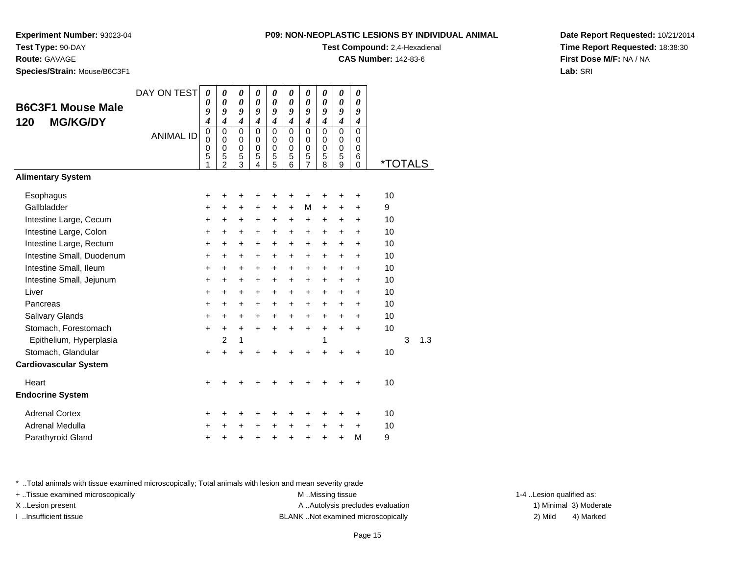**Experiment Number:** 93023-04
**Test Type:** 90-DAY
**Route:** GAVAGE
**Species/Strain:** Mouse/B6C3F1

**P09: NON-NEOPLASTIC LESIONS BY INDIVIDUAL ANIMAL**
**Test Compound:** 2,4-Hexadienal
**CAS Number:** 142-83-6

**Date Report Requested:** 10/21/2014
**Time Report Requested:** 18:38:30
**First Dose M/F:** NA / NA
**Lab:** SRI

## B6C3F1 Mouse Male
## 120 MG/KG/DY

| DAY ON TEST | 0094 | 0094 | 0094 | 0094 | 0094 | 0094 | 0094 | 0094 | 0094 | 0094 | | | |
|---|---|---|---|---|---|---|---|---|---|---|---|---|---|
| **ANIMAL ID** | 00051 | 00052 | 00053 | 00054 | 00055 | 00056 | 00057 | 00058 | 00059 | 00060 | ***TOTALS** | | |
| **Alimentary System** | | | | | | | | | | | | | |
| Esophagus | + | + | + | + | + | + | + | + | + | + | 10 | | |
| Gallbladder | + | + | + | + | + | + | M | + | + | + | 9 | | |
| Intestine Large, Cecum | + | + | + | + | + | + | + | + | + | + | 10 | | |
| Intestine Large, Colon | + | + | + | + | + | + | + | + | + | + | 10 | | |
| Intestine Large, Rectum | + | + | + | + | + | + | + | + | + | + | 10 | | |
| Intestine Small, Duodenum | + | + | + | + | + | + | + | + | + | + | 10 | | |
| Intestine Small, Ileum | + | + | + | + | + | + | + | + | + | + | 10 | | |
| Intestine Small, Jejunum | + | + | + | + | + | + | + | + | + | + | 10 | | |
| Liver | + | + | + | + | + | + | + | + | + | + | 10 | | |
| Pancreas | + | + | + | + | + | + | + | + | + | + | 10 | | |
| Salivary Glands | + | + | + | + | + | + | + | + | + | + | 10 | | |
| Stomach, Forestomach | + | + | + | + | + | + | + | + | + | + | 10 | | |
| Epithelium, Hyperplasia | | 2 | 1 | | | | | 1 | | | | 3 | 1.3 |
| Stomach, Glandular | + | + | + | + | + | + | + | + | + | + | 10 | | |
| **Cardiovascular System** | | | | | | | | | | | | | |
| Heart | + | + | + | + | + | + | + | + | + | + | 10 | | |
| **Endocrine System** | | | | | | | | | | | | | |
| Adrenal Cortex | + | + | + | + | + | + | + | + | + | + | 10 | | |
| Adrenal Medulla | + | + | + | + | + | + | + | + | + | + | 10 | | |
| Parathyroid Gland | + | + | + | + | + | + | + | + | + | M | 9 | | |

* ..Total animals with tissue examined microscopically; Total animals with lesion and mean severity grade
+ ..Tissue examined microscopically
X ..Lesion present
I ..Insufficient tissue

M ..Missing tissue
A ..Autolysis precludes evaluation
BLANK ..Not examined microscopically

1-4 ..Lesion qualified as:
1) Minimal 3) Moderate
2) Mild 4) Marked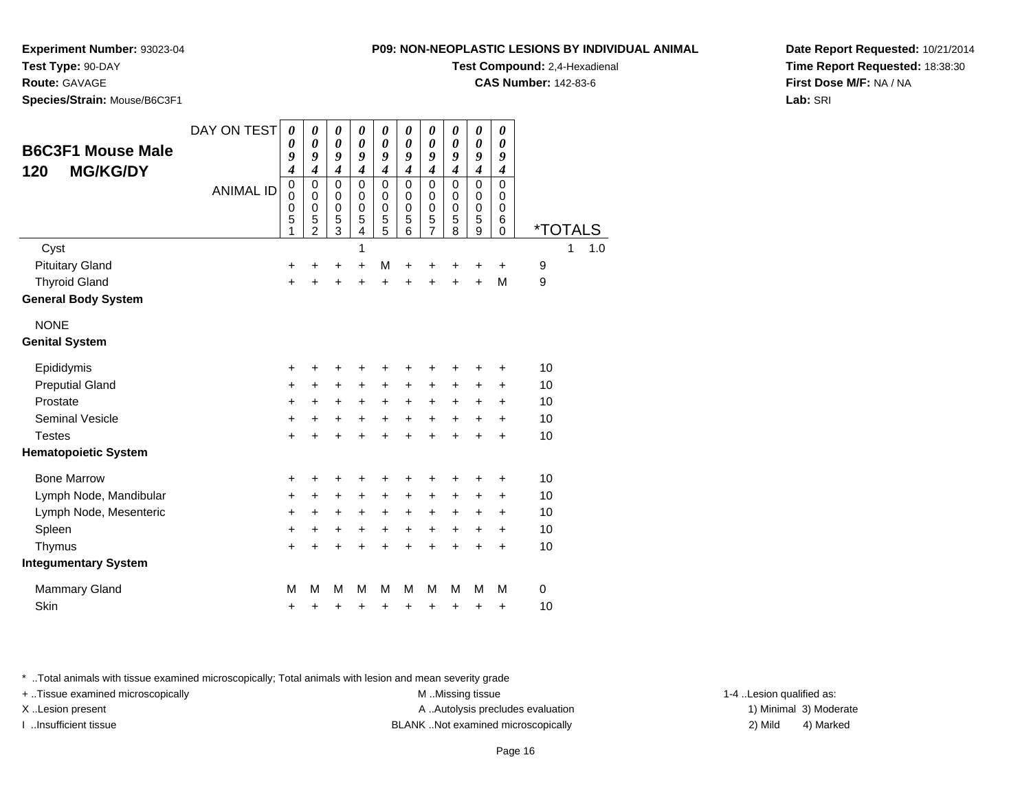**Experiment Number:** 93023-04
**Test Type:** 90-DAY
**Route:** GAVAGE
**Species/Strain:** Mouse/B6C3F1

**P09: NON-NEOPLASTIC LESIONS BY INDIVIDUAL ANIMAL**
**Test Compound:** 2,4-Hexadienal
**CAS Number:** 142-83-6

**Date Report Requested:** 10/21/2014
**Time Report Requested:** 18:38:30
**First Dose M/F:** NA / NA
**Lab:** SRI

## B6C3F1 Mouse Male 120 MG/KG/DY

| DAY ON TEST | 0094 | 0094 | 0094 | 0094 | 0094 | 0094 | 0094 | 0094 | 0094 | 0094 | |
|---|---|---|---|---|---|---|---|---|---|---|---|
| ANIMAL ID | 00051 | 00052 | 00053 | 00054 | 00055 | 00056 | 00057 | 00058 | 00059 | 00060 | *TOTALS |
| Cyst | | | | 1 | | | | | | | 1 1.0 |
| Pituitary Gland | + | + | + | + | M | + | + | + | + | + | 9 |
| Thyroid Gland | + | + | + | + | + | + | + | + | + | M | 9 |
| **General Body System** | | | | | | | | | | | |
| NONE | | | | | | | | | | | |
| **Genital System** | | | | | | | | | | | |
| Epididymis | + | + | + | + | + | + | + | + | + | + | 10 |
| Preputial Gland | + | + | + | + | + | + | + | + | + | + | 10 |
| Prostate | + | + | + | + | + | + | + | + | + | + | 10 |
| Seminal Vesicle | + | + | + | + | + | + | + | + | + | + | 10 |
| Testes | + | + | + | + | + | + | + | + | + | + | 10 |
| **Hematopoietic System** | | | | | | | | | | | |
| Bone Marrow | + | + | + | + | + | + | + | + | + | + | 10 |
| Lymph Node, Mandibular | + | + | + | + | + | + | + | + | + | + | 10 |
| Lymph Node, Mesenteric | + | + | + | + | + | + | + | + | + | + | 10 |
| Spleen | + | + | + | + | + | + | + | + | + | + | 10 |
| Thymus | + | + | + | + | + | + | + | + | + | + | 10 |
| **Integumentary System** | | | | | | | | | | | |
| Mammary Gland | M | M | M | M | M | M | M | M | M | M | 0 |
| Skin | + | + | + | + | + | + | + | + | + | + | 10 |

* ..Total animals with tissue examined microscopically; Total animals with lesion and mean severity grade
+ ..Tissue examined microscopically
X ..Lesion present
I ..Insufficient tissue

M ..Missing tissue
A ..Autolysis precludes evaluation
BLANK ..Not examined microscopically

1-4 ..Lesion qualified as:
1) Minimal 3) Moderate
2) Mild 4) Marked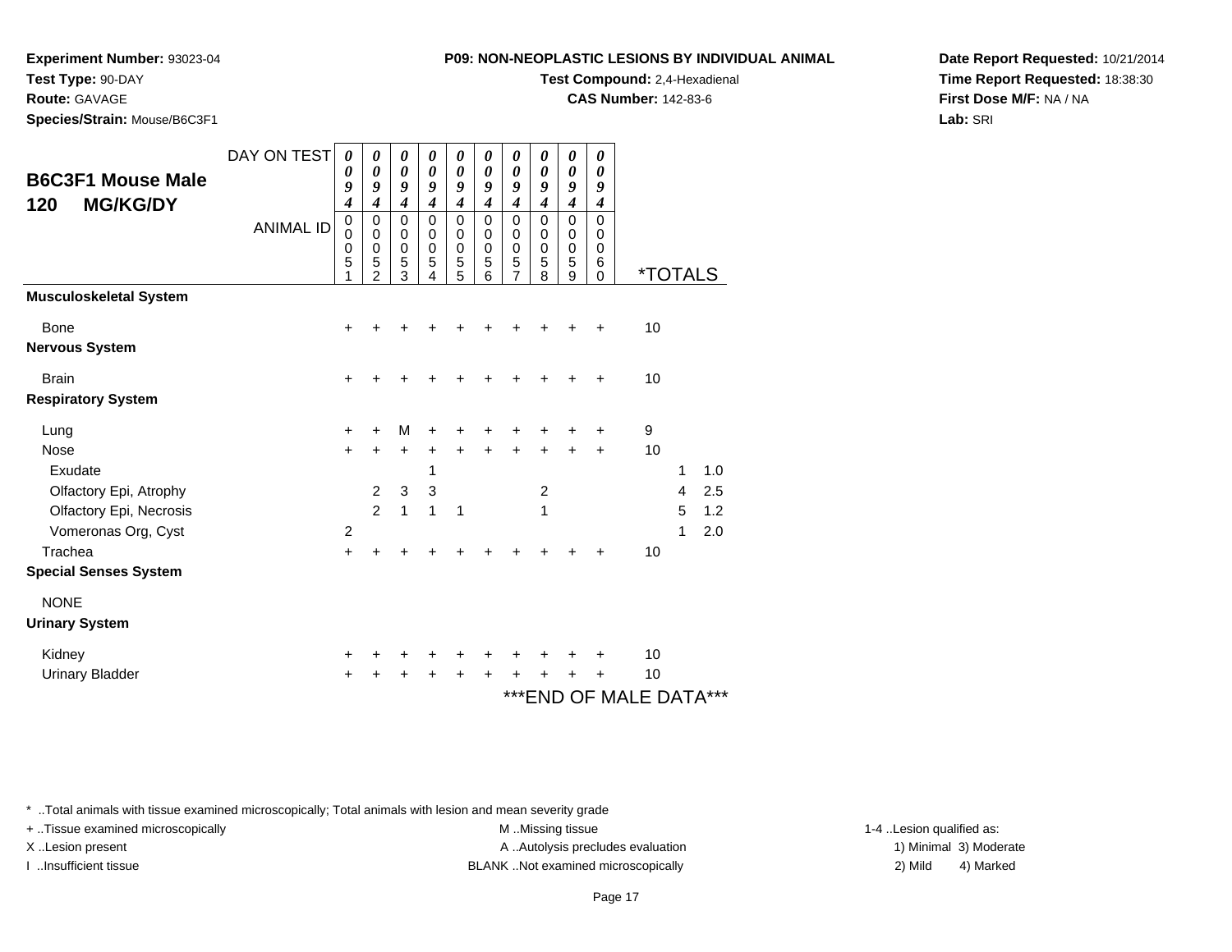**Experiment Number:** 93023-04
**Test Type:** 90-DAY
**Route:** GAVAGE
**Species/Strain:** Mouse/B6C3F1

**P09: NON-NEOPLASTIC LESIONS BY INDIVIDUAL ANIMAL**
**Test Compound:** 2,4-Hexadienal
**CAS Number:** 142-83-6

**Date Report Requested:** 10/21/2014
**Time Report Requested:** 18:38:30
**First Dose M/F:** NA / NA
**Lab:** SRI

## B6C3F1 Mouse Male 120 MG/KG/DY

| DAY ON TEST | 0094 | 0094 | 0094 | 0094 | 0094 | 0094 | 0094 | 0094 | 0094 | 0094 | | | |
|---|---|---|---|---|---|---|---|---|---|---|---|---|---|
| ANIMAL ID | 00051 | 00052 | 00053 | 00054 | 00055 | 00056 | 00057 | 00058 | 00059 | 00060 | *TOTALS | | |
| **Musculoskeletal System** | | | | | | | | | | | | | |
| Bone | + | + | + | + | + | + | + | + | + | + | 10 | | |
| **Nervous System** | | | | | | | | | | | | | |
| Brain | + | + | + | + | + | + | + | + | + | + | 10 | | |
| **Respiratory System** | | | | | | | | | | | | | |
| Lung | + | + | M | + | + | + | + | + | + | + | 9 | | |
| Nose | + | + | + | + | + | + | + | + | + | + | 10 | | |
| Exudate | | | | 1 | | | | | | | | 1 | 1.0 |
| Olfactory Epi, Atrophy | | 2 | 3 | 3 | | | | 2 | | | | 4 | 2.5 |
| Olfactory Epi, Necrosis | | 2 | 1 | 1 | 1 | | | 1 | | | | 5 | 1.2 |
| Vomeronas Org, Cyst | 2 | | | | | | | | | | | 1 | 2.0 |
| Trachea | + | + | + | + | + | + | + | + | + | + | 10 | | |
| **Special Senses System** | | | | | | | | | | | | | |
| NONE | | | | | | | | | | | | | |
| **Urinary System** | | | | | | | | | | | | | |
| Kidney | + | + | + | + | + | + | + | + | + | + | 10 | | |
| Urinary Bladder | + | + | + | + | + | + | + | + | + | + | 10 | | |

***END OF MALE DATA***

* ..Total animals with tissue examined microscopically; Total animals with lesion and mean severity grade
+ ..Tissue examined microscopically
X ..Lesion present
I ..Insufficient tissue

M ..Missing tissue
A ..Autolysis precludes evaluation
BLANK ..Not examined microscopically

1-4 ..Lesion qualified as:
1) Minimal 3) Moderate
2) Mild 4) Marked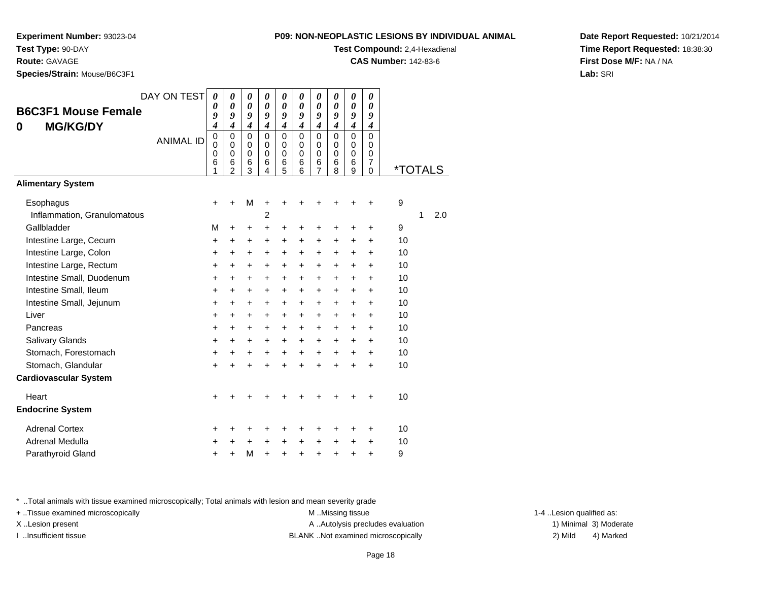**Experiment Number:** 93023-04
**Test Type:** 90-DAY
**Route:** GAVAGE
**Species/Strain:** Mouse/B6C3F1

**P09: NON-NEOPLASTIC LESIONS BY INDIVIDUAL ANIMAL**
**Test Compound:** 2,4-Hexadienal
**CAS Number:** 142-83-6

**Date Report Requested:** 10/21/2014
**Time Report Requested:** 18:38:30
**First Dose M/F:** NA / NA
**Lab:** SRI

## B6C3F1 Mouse Female
## 0 MG/KG/DY

| DAY ON TEST | 0094 | 0094 | 0094 | 0094 | 0094 | 0094 | 0094 | 0094 | 0094 | 0094 | | | |
|---|---|---|---|---|---|---|---|---|---|---|---|---|---|
| ANIMAL ID | 00061 | 00062 | 00063 | 00064 | 00065 | 00066 | 00067 | 00068 | 00069 | 00070 | *TOTALS | | |
| **Alimentary System** | | | | | | | | | | | | | |
| Esophagus | + | + | M | + | + | + | + | + | + | + | 9 | | |
| Inflammation, Granulomatous | | | | 2 | | | | | | | | 1 | 2.0 |
| Gallbladder | M | + | + | + | + | + | + | + | + | + | 9 | | |
| Intestine Large, Cecum | + | + | + | + | + | + | + | + | + | + | 10 | | |
| Intestine Large, Colon | + | + | + | + | + | + | + | + | + | + | 10 | | |
| Intestine Large, Rectum | + | + | + | + | + | + | + | + | + | + | 10 | | |
| Intestine Small, Duodenum | + | + | + | + | + | + | + | + | + | + | 10 | | |
| Intestine Small, Ileum | + | + | + | + | + | + | + | + | + | + | 10 | | |
| Intestine Small, Jejunum | + | + | + | + | + | + | + | + | + | + | 10 | | |
| Liver | + | + | + | + | + | + | + | + | + | + | 10 | | |
| Pancreas | + | + | + | + | + | + | + | + | + | + | 10 | | |
| Salivary Glands | + | + | + | + | + | + | + | + | + | + | 10 | | |
| Stomach, Forestomach | + | + | + | + | + | + | + | + | + | + | 10 | | |
| Stomach, Glandular | + | + | + | + | + | + | + | + | + | + | 10 | | |
| **Cardiovascular System** | | | | | | | | | | | | | |
| Heart | + | + | + | + | + | + | + | + | + | + | 10 | | |
| **Endocrine System** | | | | | | | | | | | | | |
| Adrenal Cortex | + | + | + | + | + | + | + | + | + | + | 10 | | |
| Adrenal Medulla | + | + | + | + | + | + | + | + | + | + | 10 | | |
| Parathyroid Gland | + | + | M | + | + | + | + | + | + | + | 9 | | |

* ..Total animals with tissue examined microscopically; Total animals with lesion and mean severity grade
+ ..Tissue examined microscopically
X ..Lesion present
I ..Insufficient tissue

M ..Missing tissue
A ..Autolysis precludes evaluation
BLANK ..Not examined microscopically

1-4 ..Lesion qualified as:
1) Minimal 3) Moderate
2) Mild 4) Marked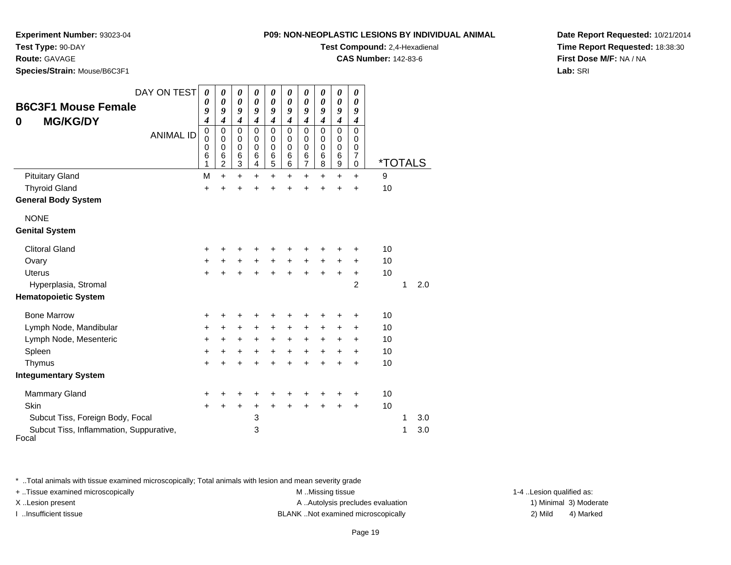**Experiment Number:** 93023-04
**Test Type:** 90-DAY
**Route:** GAVAGE
**Species/Strain:** Mouse/B6C3F1

**P09: NON-NEOPLASTIC LESIONS BY INDIVIDUAL ANIMAL**
**Test Compound:** 2,4-Hexadienal
**CAS Number:** 142-83-6

**Date Report Requested:** 10/21/2014
**Time Report Requested:** 18:38:30
**First Dose M/F:** NA / NA
**Lab:** SRI

## B6C3F1 Mouse Female
## 0 MG/KG/DY

| DAY ON TEST | 0094 | 0094 | 0094 | 0094 | 0094 | 0094 | 0094 | 0094 | 0094 | 0094 | | | |
|---|---|---|---|---|---|---|---|---|---|---|---|---|---|
| ANIMAL ID | 00061 | 00062 | 00063 | 00064 | 00065 | 00066 | 00067 | 00068 | 00069 | 00070 | *TOTALS | | |
| Pituitary Gland | M | + | + | + | + | + | + | + | + | + | 9 | | |
| Thyroid Gland | + | + | + | + | + | + | + | + | + | + | 10 | | |
| **General Body System** | | | | | | | | | | | | | |
| NONE | | | | | | | | | | | | | |
| **Genital System** | | | | | | | | | | | | | |
| Clitoral Gland | + | + | + | + | + | + | + | + | + | + | 10 | | |
| Ovary | + | + | + | + | + | + | + | + | + | + | 10 | | |
| Uterus | + | + | + | + | + | + | + | + | + | + | 10 | | |
| Hyperplasia, Stromal | | | | | | | | | | 2 | | 1 | 2.0 |
| **Hematopoietic System** | | | | | | | | | | | | | |
| Bone Marrow | + | + | + | + | + | + | + | + | + | + | 10 | | |
| Lymph Node, Mandibular | + | + | + | + | + | + | + | + | + | + | 10 | | |
| Lymph Node, Mesenteric | + | + | + | + | + | + | + | + | + | + | 10 | | |
| Spleen | + | + | + | + | + | + | + | + | + | + | 10 | | |
| Thymus | + | + | + | + | + | + | + | + | + | + | 10 | | |
| **Integumentary System** | | | | | | | | | | | | | |
| Mammary Gland | + | + | + | + | + | + | + | + | + | + | 10 | | |
| Skin | + | + | + | + | + | + | + | + | + | + | 10 | | |
| Subcut Tiss, Foreign Body, Focal | | | | 3 | | | | | | | | 1 | 3.0 |
| Subcut Tiss, Inflammation, Suppurative, Focal | | | | 3 | | | | | | | | 1 | 3.0 |

* ..Total animals with tissue examined microscopically; Total animals with lesion and mean severity grade
+ ..Tissue examined microscopically
X ..Lesion present
I ..Insufficient tissue
M ..Missing tissue
A ..Autolysis precludes evaluation
BLANK ..Not examined microscopically
1-4 ..Lesion qualified as: 1) Minimal 2) Mild 3) Moderate 4) Marked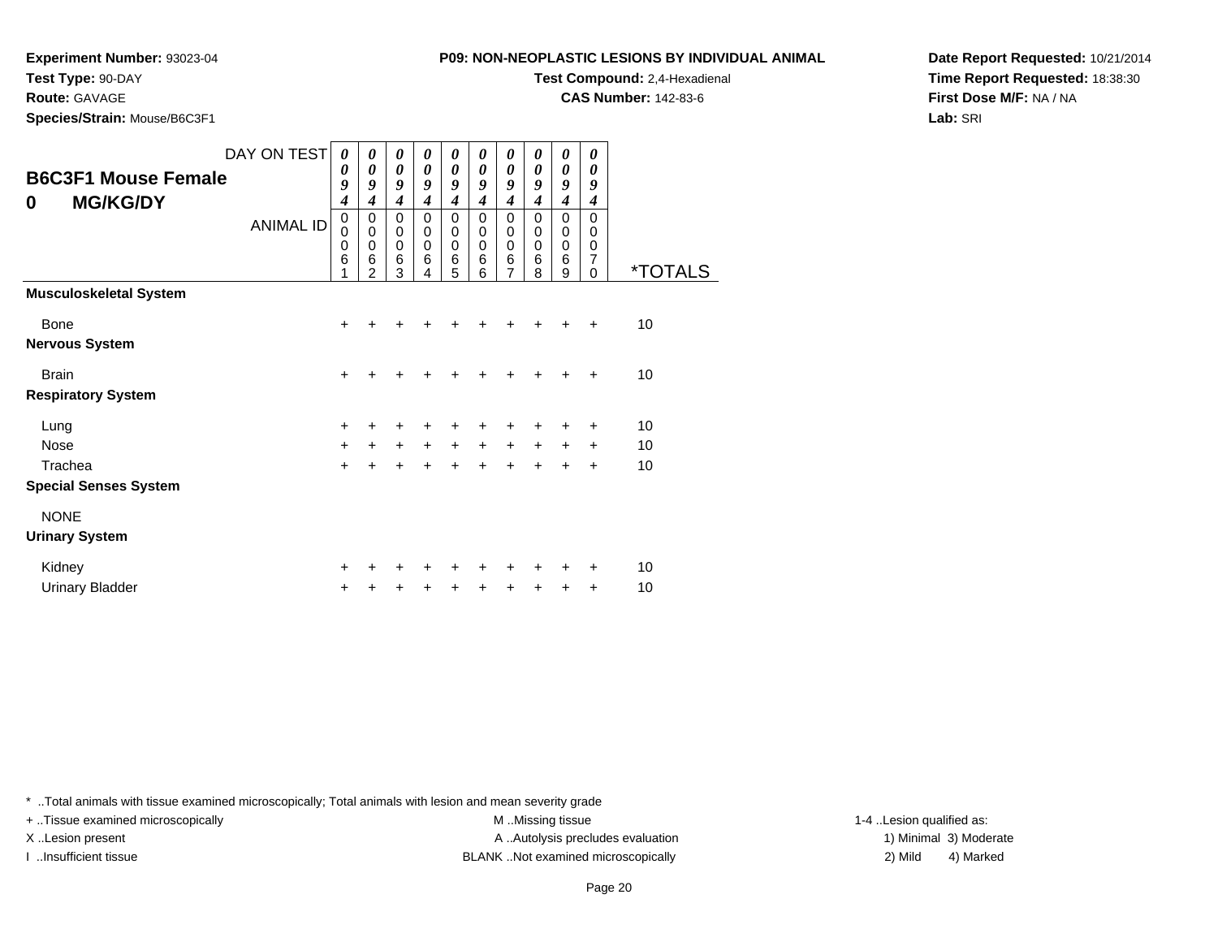**Experiment Number:** 93023-04
**Test Type:** 90-DAY
**Route:** GAVAGE
**Species/Strain:** Mouse/B6C3F1

**P09: NON-NEOPLASTIC LESIONS BY INDIVIDUAL ANIMAL**
**Test Compound:** 2,4-Hexadienal
**CAS Number:** 142-83-6

**Date Report Requested:** 10/21/2014
**Time Report Requested:** 18:38:30
**First Dose M/F:** NA / NA
**Lab:** SRI

## B6C3F1 Mouse Female
## 0 MG/KG/DY

| DAY ON TEST | 0094 | 0094 | 0094 | 0094 | 0094 | 0094 | 0094 | 0094 | 0094 | 0094 | |
|---|---|---|---|---|---|---|---|---|---|---|---|
| **ANIMAL ID** | 00061 | 00062 | 00063 | 00064 | 00065 | 00066 | 00067 | 00068 | 00069 | 00070 | ***TOTALS** |
| **Musculoskeletal System** | | | | | | | | | | | |
| Bone | + | + | + | + | + | + | + | + | + | + | 10 |
| **Nervous System** | | | | | | | | | | | |
| Brain | + | + | + | + | + | + | + | + | + | + | 10 |
| **Respiratory System** | | | | | | | | | | | |
| Lung | + | + | + | + | + | + | + | + | + | + | 10 |
| Nose | + | + | + | + | + | + | + | + | + | + | 10 |
| Trachea | + | + | + | + | + | + | + | + | + | + | 10 |
| **Special Senses System** | | | | | | | | | | | |
| NONE | | | | | | | | | | | |
| **Urinary System** | | | | | | | | | | | |
| Kidney | + | + | + | + | + | + | + | + | + | + | 10 |
| Urinary Bladder | + | + | + | + | + | + | + | + | + | + | 10 |

* ..Total animals with tissue examined microscopically; Total animals with lesion and mean severity grade

+ ..Tissue examined microscopically
X ..Lesion present
I ..Insufficient tissue

M ..Missing tissue
A ..Autolysis precludes evaluation
BLANK ..Not examined microscopically

1-4 ..Lesion qualified as:
1) Minimal 3) Moderate
2) Mild 4) Marked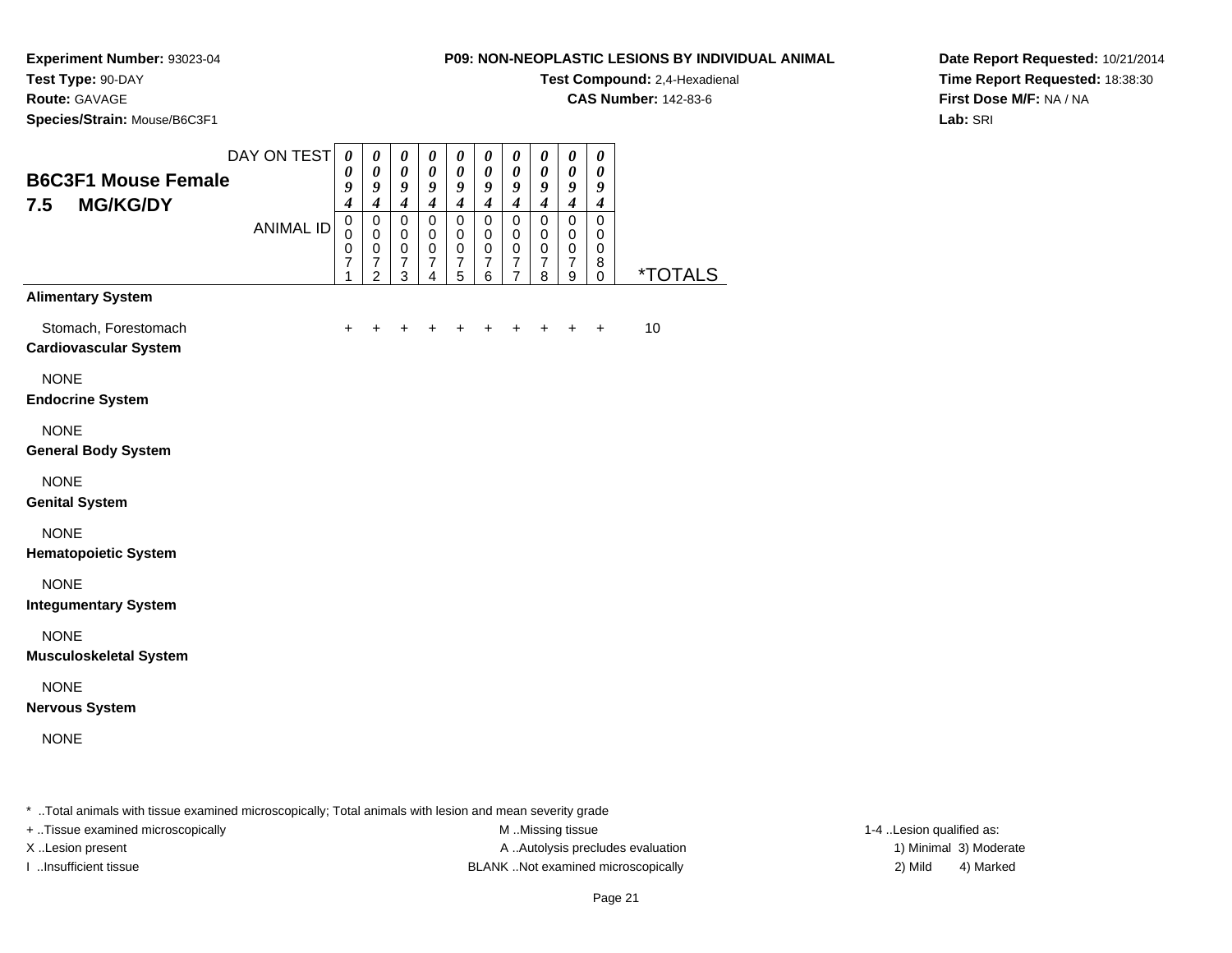**Experiment Number:** 93023-04
**Test Type:** 90-DAY
**Route:** GAVAGE
**Species/Strain:** Mouse/B6C3F1

**P09: NON-NEOPLASTIC LESIONS BY INDIVIDUAL ANIMAL**
**Test Compound:** 2,4-Hexadienal
**CAS Number:** 142-83-6

**Date Report Requested:** 10/21/2014
**Time Report Requested:** 18:38:30
**First Dose M/F:** NA / NA
**Lab:** SRI

## B6C3F1 Mouse Female
## 7.5 MG/KG/DY

| DAY ON TEST | 0094 | 0094 | 0094 | 0094 | 0094 | 0094 | 0094 | 0094 | 0094 | 0094 | |
|---|---|---|---|---|---|---|---|---|---|---|---|
| ANIMAL ID | 00071 | 00072 | 00073 | 00074 | 00075 | 00076 | 00077 | 00078 | 00079 | 00080 | *TOTALS |
| **Alimentary System** | | | | | | | | | | | |
| Stomach, Forestomach | + | + | + | + | + | + | + | + | + | + | 10 |
| **Cardiovascular System** | | | | | | | | | | | |
| NONE | | | | | | | | | | | |
| **Endocrine System** | | | | | | | | | | | |
| NONE | | | | | | | | | | | |
| **General Body System** | | | | | | | | | | | |
| NONE | | | | | | | | | | | |
| **Genital System** | | | | | | | | | | | |
| NONE | | | | | | | | | | | |
| **Hematopoietic System** | | | | | | | | | | | |
| NONE | | | | | | | | | | | |
| **Integumentary System** | | | | | | | | | | | |
| NONE | | | | | | | | | | | |
| **Musculoskeletal System** | | | | | | | | | | | |
| NONE | | | | | | | | | | | |
| **Nervous System** | | | | | | | | | | | |
| NONE | | | | | | | | | | | |

* ..Total animals with tissue examined microscopically; Total animals with lesion and mean severity grade

+ ..Tissue examined microscopically
X ..Lesion present
I ..Insufficient tissue

M ..Missing tissue
A ..Autolysis precludes evaluation
BLANK ..Not examined microscopically

1-4 ..Lesion qualified as:
1) Minimal 3) Moderate
2) Mild 4) Marked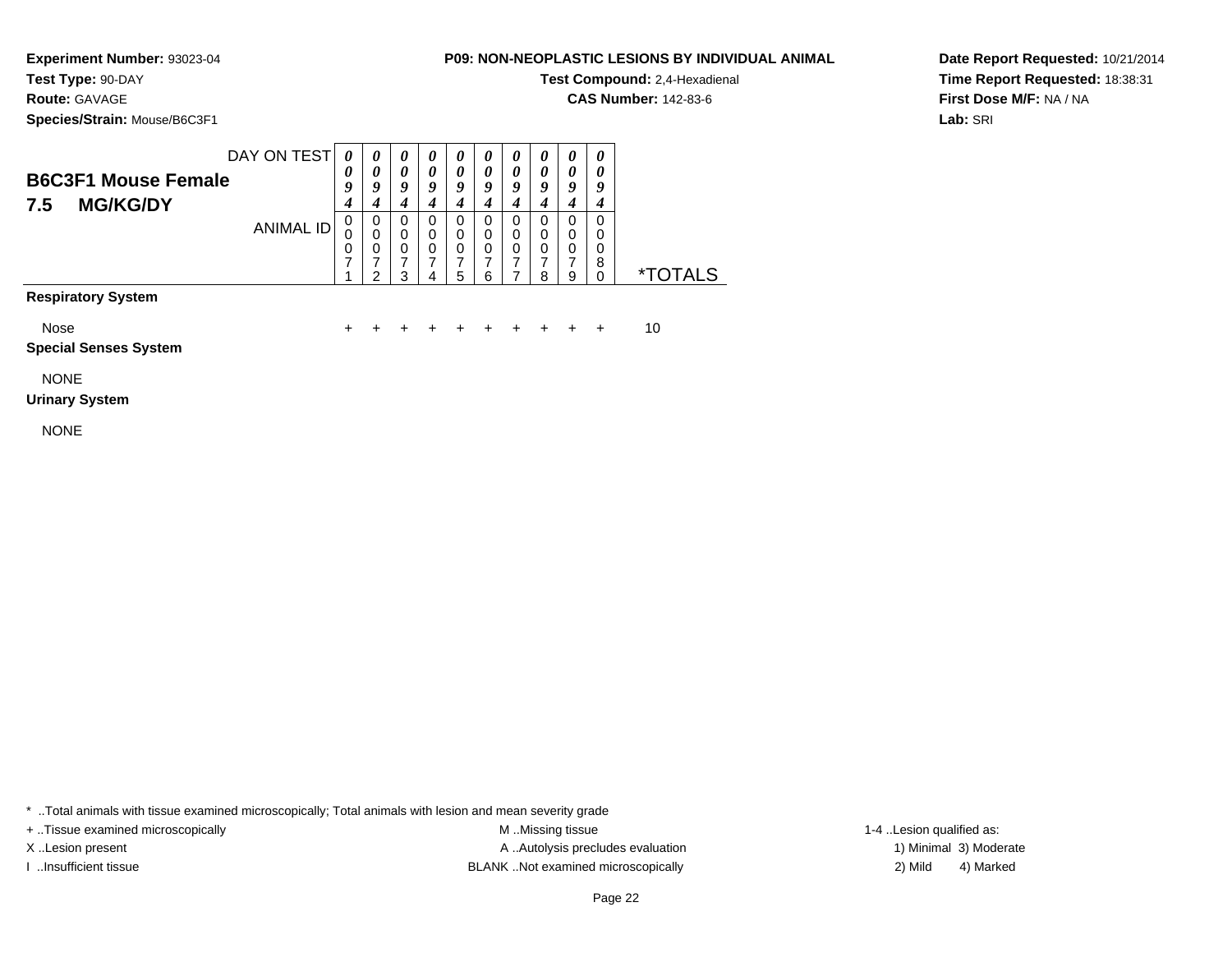**Experiment Number:** 93023-04
**Test Type:** 90-DAY
**Route:** GAVAGE
**Species/Strain:** Mouse/B6C3F1

**P09: NON-NEOPLASTIC LESIONS BY INDIVIDUAL ANIMAL**
**Test Compound:** 2,4-Hexadienal
**CAS Number:** 142-83-6

**Date Report Requested:** 10/21/2014
**Time Report Requested:** 18:38:31
**First Dose M/F:** NA / NA
**Lab:** SRI

## B6C3F1 Mouse Female
## 7.5 MG/KG/DY

| DAY ON TEST | 0094 | 0094 | 0094 | 0094 | 0094 | 0094 | 0094 | 0094 | 0094 | 0094 | |
|---|---|---|---|---|---|---|---|---|---|---|---|
| ANIMAL ID | 00071 | 00072 | 00073 | 00074 | 00075 | 00076 | 00077 | 00078 | 00079 | 00080 | *TOTALS |
| **Respiratory System** | | | | | | | | | | | |
| Nose | + | + | + | + | + | + | + | + | + | + | 10 |
| **Special Senses System** | | | | | | | | | | | |
| NONE | | | | | | | | | | | |
| **Urinary System** | | | | | | | | | | | |
| NONE | | | | | | | | | | | |

* ..Total animals with tissue examined microscopically; Total animals with lesion and mean severity grade
+ ..Tissue examined microscopically
X ..Lesion present
I ..Insufficient tissue
M ..Missing tissue
A ..Autolysis precludes evaluation
BLANK ..Not examined microscopically
1-4 ..Lesion qualified as:
1) Minimal 3) Moderate
2) Mild 4) Marked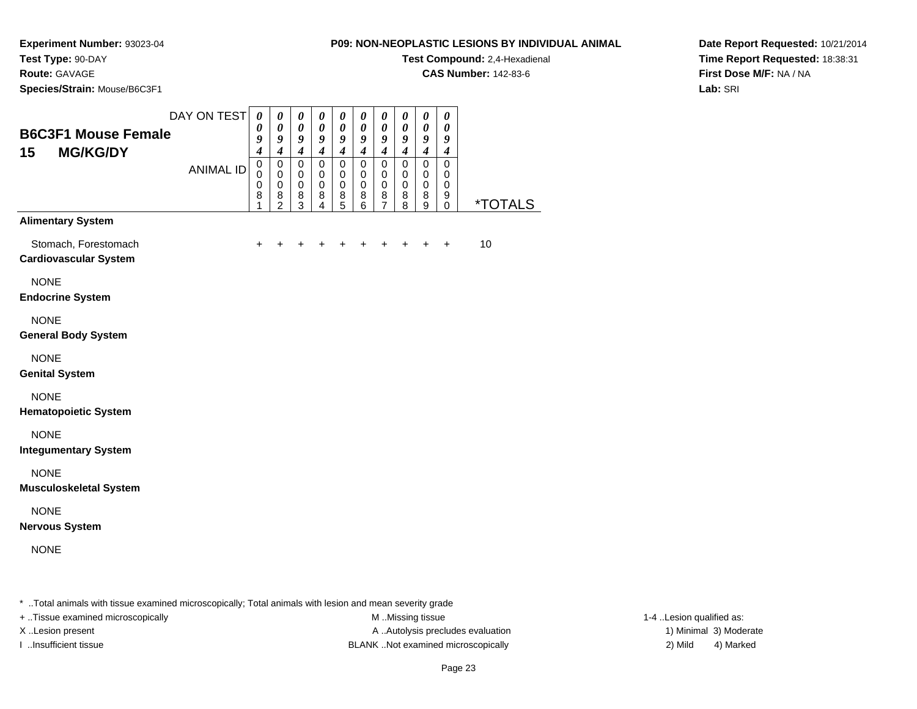**Experiment Number:** 93023-04
**Test Type:** 90-DAY
**Route:** GAVAGE
**Species/Strain:** Mouse/B6C3F1

**P09: NON-NEOPLASTIC LESIONS BY INDIVIDUAL ANIMAL**
**Test Compound:** 2,4-Hexadienal
**CAS Number:** 142-83-6

**Date Report Requested:** 10/21/2014
**Time Report Requested:** 18:38:31
**First Dose M/F:** NA / NA
**Lab:** SRI

## B6C3F1 Mouse Female
## 15 MG/KG/DY

| DAY ON TEST | 0094 | 0094 | 0094 | 0094 | 0094 | 0094 | 0094 | 0094 | 0094 | 0094 | |
|---|---|---|---|---|---|---|---|---|---|---|---|
| ANIMAL ID | 00081 | 00082 | 00083 | 00084 | 00085 | 00086 | 00087 | 00088 | 00089 | 00090 | *TOTALS |
| **Alimentary System** | | | | | | | | | | | |
| Stomach, Forestomach | + | + | + | + | + | + | + | + | + | + | 10 |
| **Cardiovascular System** | | | | | | | | | | | |
| NONE | | | | | | | | | | | |
| **Endocrine System** | | | | | | | | | | | |
| NONE | | | | | | | | | | | |
| **General Body System** | | | | | | | | | | | |
| NONE | | | | | | | | | | | |
| **Genital System** | | | | | | | | | | | |
| NONE | | | | | | | | | | | |
| **Hematopoietic System** | | | | | | | | | | | |
| NONE | | | | | | | | | | | |
| **Integumentary System** | | | | | | | | | | | |
| NONE | | | | | | | | | | | |
| **Musculoskeletal System** | | | | | | | | | | | |
| NONE | | | | | | | | | | | |
| **Nervous System** | | | | | | | | | | | |
| NONE | | | | | | | | | | | |

* ..Total animals with tissue examined microscopically; Total animals with lesion and mean severity grade

+ ..Tissue examined microscopically
X ..Lesion present
I ..Insufficient tissue

M ..Missing tissue
A ..Autolysis precludes evaluation
BLANK ..Not examined microscopically

1-4 ..Lesion qualified as:
1) Minimal 3) Moderate
2) Mild 4) Marked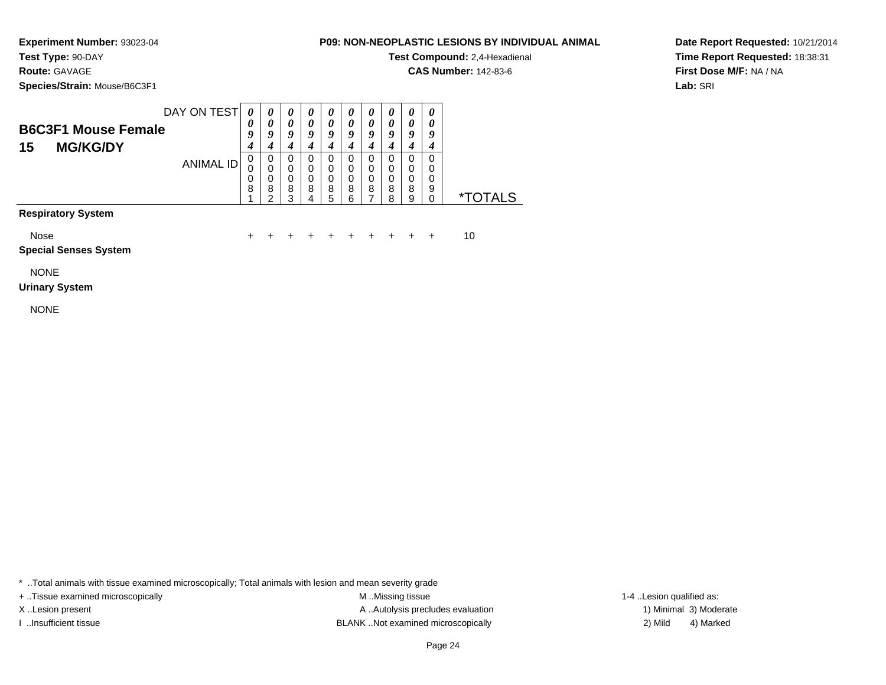**Experiment Number:** 93023-04
**Test Type:** 90-DAY
**Route:** GAVAGE
**Species/Strain:** Mouse/B6C3F1

**P09: NON-NEOPLASTIC LESIONS BY INDIVIDUAL ANIMAL**
**Test Compound:** 2,4-Hexadienal
**CAS Number:** 142-83-6

**Date Report Requested:** 10/21/2014
**Time Report Requested:** 18:38:31
**First Dose M/F:** NA / NA
**Lab:** SRI

## B6C3F1 Mouse Female
## 15 MG/KG/DY

| DAY ON TEST | 0094 | 0094 | 0094 | 0094 | 0094 | 0094 | 0094 | 0094 | 0094 | 0094 | |
|---|---|---|---|---|---|---|---|---|---|---|---|
| ANIMAL ID | 00081 | 00082 | 00083 | 00084 | 00085 | 00086 | 00087 | 00088 | 00089 | 00090 | *TOTALS |
| **Respiratory System** | | | | | | | | | | | |
| Nose | + | + | + | + | + | + | + | + | + | + | 10 |
| **Special Senses System** | | | | | | | | | | | |
| NONE | | | | | | | | | | | |
| **Urinary System** | | | | | | | | | | | |
| NONE | | | | | | | | | | | |

* ..Total animals with tissue examined microscopically; Total animals with lesion and mean severity grade
+ ..Tissue examined microscopically
X ..Lesion present
I ..Insufficient tissue
M ..Missing tissue
A ..Autolysis precludes evaluation
BLANK ..Not examined microscopically
1-4 ..Lesion qualified as:
1) Minimal 3) Moderate
2) Mild 4) Marked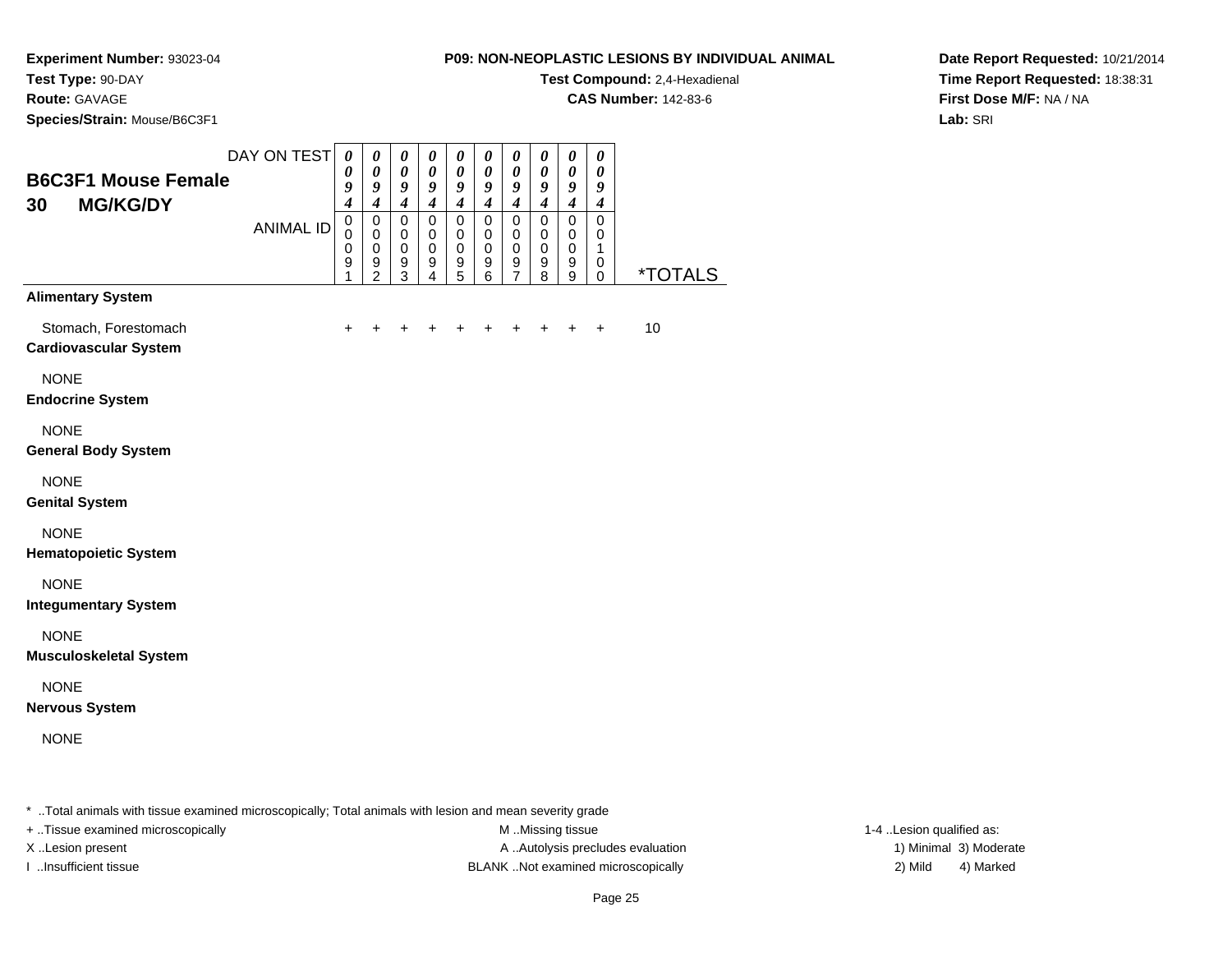**Experiment Number:** 93023-04
**Test Type:** 90-DAY
**Route:** GAVAGE
**Species/Strain:** Mouse/B6C3F1

**P09: NON-NEOPLASTIC LESIONS BY INDIVIDUAL ANIMAL**
**Test Compound:** 2,4-Hexadienal
**CAS Number:** 142-83-6

**Date Report Requested:** 10/21/2014
**Time Report Requested:** 18:38:31
**First Dose M/F:** NA / NA
**Lab:** SRI

## B6C3F1 Mouse Female 30 MG/KG/DY

| DAY ON TEST | 0094 | 0094 | 0094 | 0094 | 0094 | 0094 | 0094 | 0094 | 0094 | 0094 | |
|---|---|---|---|---|---|---|---|---|---|---|---|
| ANIMAL ID | 00091 | 00092 | 00093 | 00094 | 00095 | 00096 | 00097 | 00098 | 00099 | 00100 | *TOTALS |
| **Alimentary System** | | | | | | | | | | | |
| Stomach, Forestomach | + | + | + | + | + | + | + | + | + | + | 10 |
| **Cardiovascular System** | | | | | | | | | | | |
| NONE | | | | | | | | | | | |
| **Endocrine System** | | | | | | | | | | | |
| NONE | | | | | | | | | | | |
| **General Body System** | | | | | | | | | | | |
| NONE | | | | | | | | | | | |
| **Genital System** | | | | | | | | | | | |
| NONE | | | | | | | | | | | |
| **Hematopoietic System** | | | | | | | | | | | |
| NONE | | | | | | | | | | | |
| **Integumentary System** | | | | | | | | | | | |
| NONE | | | | | | | | | | | |
| **Musculoskeletal System** | | | | | | | | | | | |
| NONE | | | | | | | | | | | |
| **Nervous System** | | | | | | | | | | | |
| NONE | | | | | | | | | | | |

* ..Total animals with tissue examined microscopically; Total animals with lesion and mean severity grade

+ ..Tissue examined microscopically
X ..Lesion present
I ..Insufficient tissue

M ..Missing tissue
A ..Autolysis precludes evaluation
BLANK ..Not examined microscopically

1-4 ..Lesion qualified as:
1) Minimal 3) Moderate
2) Mild 4) Marked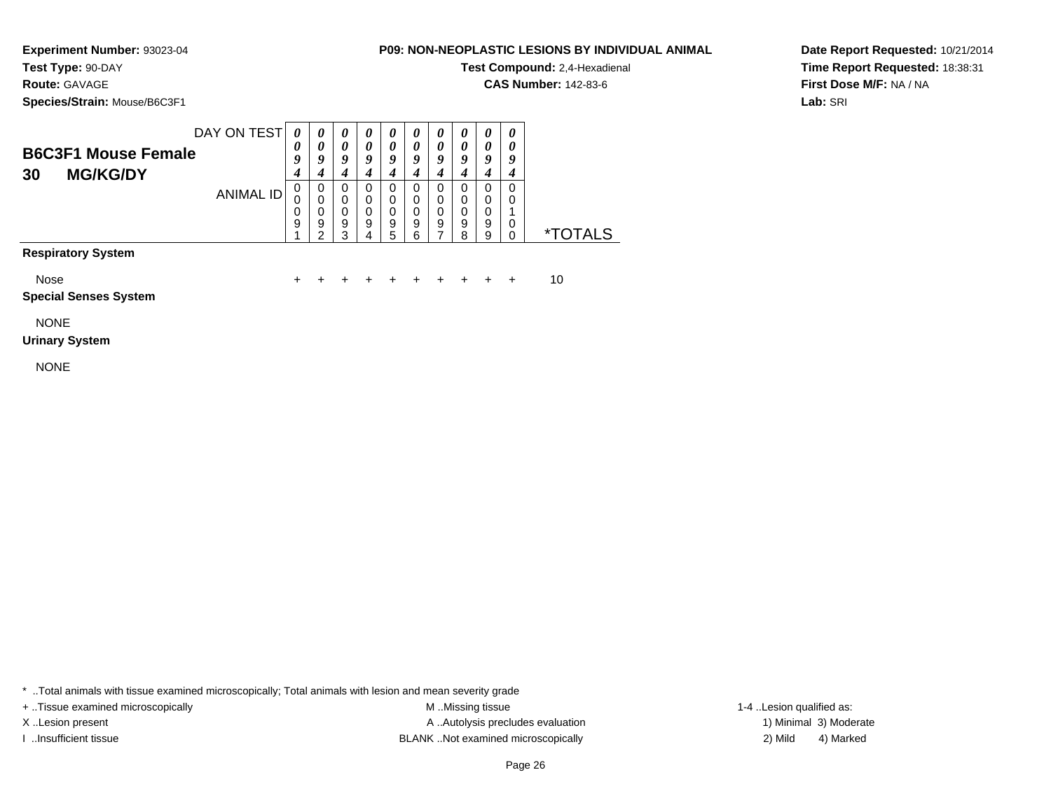**Experiment Number:** 93023-04
**Test Type:** 90-DAY
**Route:** GAVAGE
**Species/Strain:** Mouse/B6C3F1

**P09: NON-NEOPLASTIC LESIONS BY INDIVIDUAL ANIMAL**
**Test Compound:** 2,4-Hexadienal
**CAS Number:** 142-83-6

**Date Report Requested:** 10/21/2014
**Time Report Requested:** 18:38:31
**First Dose M/F:** NA / NA
**Lab:** SRI

## B6C3F1 Mouse Female
## 30 MG/KG/DY

| DAY ON TEST | 0094 | 0094 | 0094 | 0094 | 0094 | 0094 | 0094 | 0094 | 0094 | 0094 | |
|---|---|---|---|---|---|---|---|---|---|---|---|
| **ANIMAL ID** | 00091 | 00092 | 00093 | 00094 | 00095 | 00096 | 00097 | 00098 | 00099 | 00100 | ***TOTALS** |
| **Respiratory System** | | | | | | | | | | | |
| Nose | + | + | + | + | + | + | + | + | + | + | 10 |
| **Special Senses System** | | | | | | | | | | | |
| NONE | | | | | | | | | | | |
| **Urinary System** | | | | | | | | | | | |
| NONE | | | | | | | | | | | |

* ..Total animals with tissue examined microscopically; Total animals with lesion and mean severity grade
+ ..Tissue examined microscopically
X ..Lesion present
I ..Insufficient tissue
M ..Missing tissue
A ..Autolysis precludes evaluation
BLANK ..Not examined microscopically
1-4 ..Lesion qualified as:
1) Minimal 3) Moderate
2) Mild 4) Marked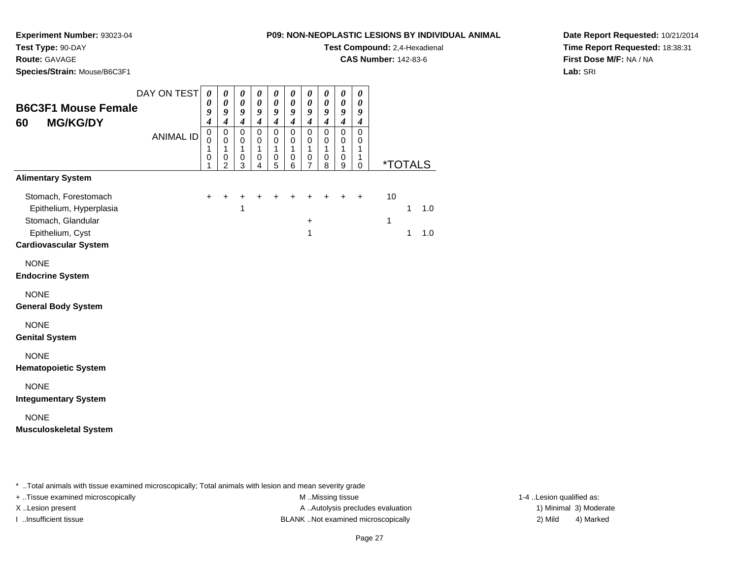**Experiment Number:** 93023-04
**Test Type:** 90-DAY
**Route:** GAVAGE
**Species/Strain:** Mouse/B6C3F1

**P09: NON-NEOPLASTIC LESIONS BY INDIVIDUAL ANIMAL**
**Test Compound:** 2,4-Hexadienal
**CAS Number:** 142-83-6

**Date Report Requested:** 10/21/2014
**Time Report Requested:** 18:38:31
**First Dose M/F:** NA / NA
**Lab:** SRI

## B6C3F1 Mouse Female
## 60 MG/KG/DY

| DAY ON TEST | 0094 | 0094 | 0094 | 0094 | 0094 | 0094 | 0094 | 0094 | 0094 | 0094 | | | |
|---|---|---|---|---|---|---|---|---|---|---|---|---|---|
| ANIMAL ID | 00101 | 00102 | 00103 | 00104 | 00105 | 00106 | 00107 | 00108 | 00109 | 00110 | *TOTALS | | |
| **Alimentary System** | | | | | | | | | | | | | |
| Stomach, Forestomach | + | + | + | + | + | + | + | + | + | + | 10 | | |
| Epithelium, Hyperplasia | | | 1 | | | | | | | | | 1 | 1.0 |
| Stomach, Glandular | | | | | | | + | | | | 1 | | |
| Epithelium, Cyst | | | | | | | 1 | | | | | 1 | 1.0 |
| **Cardiovascular System** | | | | | | | | | | | | | |
| NONE | | | | | | | | | | | | | |
| **Endocrine System** | | | | | | | | | | | | | |
| NONE | | | | | | | | | | | | | |
| **General Body System** | | | | | | | | | | | | | |
| NONE | | | | | | | | | | | | | |
| **Genital System** | | | | | | | | | | | | | |
| NONE | | | | | | | | | | | | | |
| **Hematopoietic System** | | | | | | | | | | | | | |
| NONE | | | | | | | | | | | | | |
| **Integumentary System** | | | | | | | | | | | | | |
| NONE | | | | | | | | | | | | | |
| **Musculoskeletal System** | | | | | | | | | | | | | |

* ..Total animals with tissue examined microscopically; Total animals with lesion and mean severity grade
+ ..Tissue examined microscopically
X ..Lesion present
I ..Insufficient tissue

M ..Missing tissue
A ..Autolysis precludes evaluation
BLANK ..Not examined microscopically

1-4 ..Lesion qualified as:
1) Minimal 3) Moderate
2) Mild 4) Marked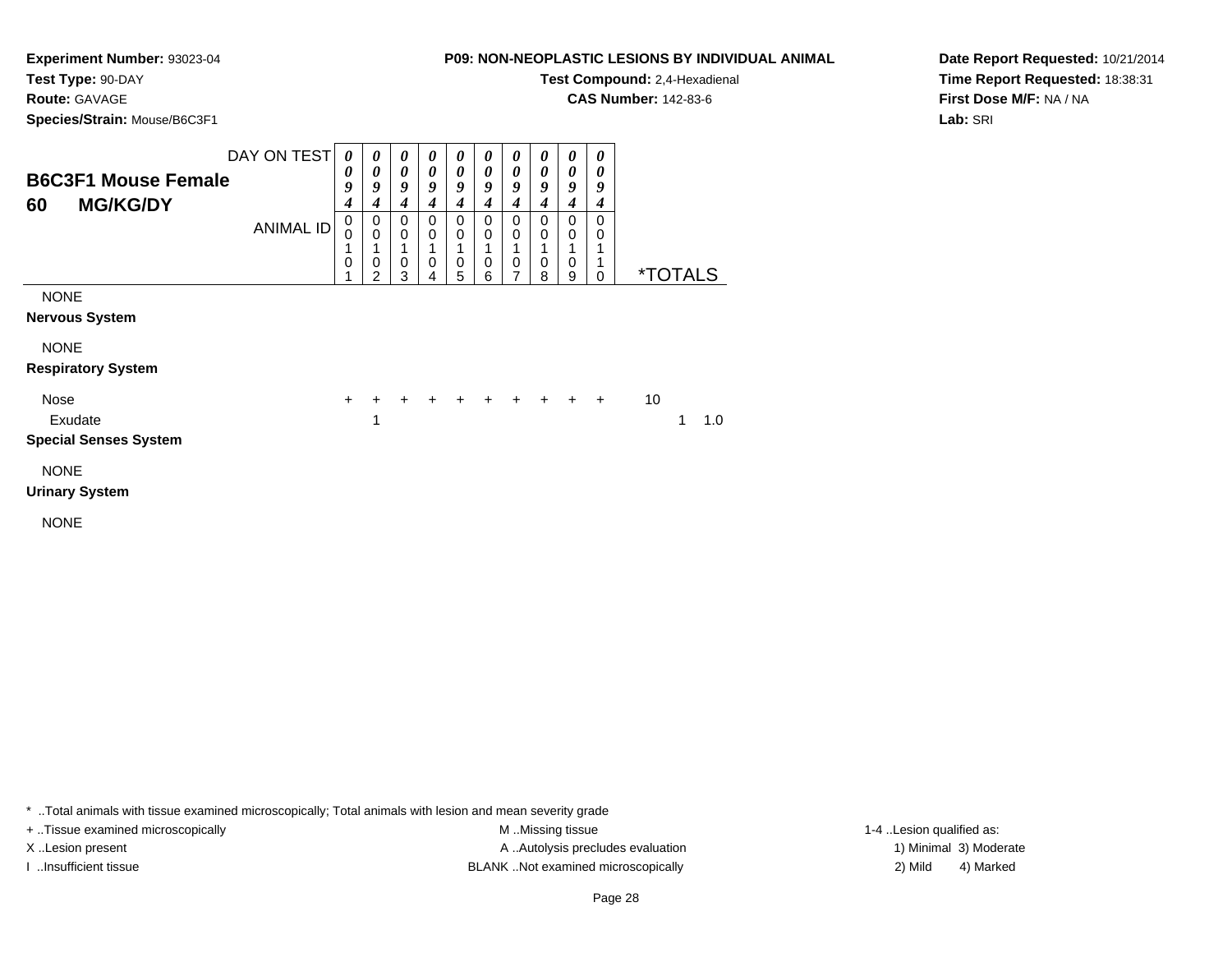**Experiment Number:** 93023-04
**Test Type:** 90-DAY
**Route:** GAVAGE
**Species/Strain:** Mouse/B6C3F1

**P09: NON-NEOPLASTIC LESIONS BY INDIVIDUAL ANIMAL**
**Test Compound:** 2,4-Hexadienal
**CAS Number:** 142-83-6

**Date Report Requested:** 10/21/2014
**Time Report Requested:** 18:38:31
**First Dose M/F:** NA / NA
**Lab:** SRI

## B6C3F1 Mouse Female 60 MG/KG/DY

| DAY ON TEST | 0094 | 0094 | 0094 | 0094 | 0094 | 0094 | 0094 | 0094 | 0094 | 0094 | | | |
|---|---|---|---|---|---|---|---|---|---|---|---|---|---|
| ANIMAL ID | 00101 | 00102 | 00103 | 00104 | 00105 | 00106 | 00107 | 00108 | 00109 | 00110 | *TOTALS | | |
| NONE | | | | | | | | | | | | | |
| **Nervous System** | | | | | | | | | | | | | |
| NONE | | | | | | | | | | | | | |
| **Respiratory System** | | | | | | | | | | | | | |
| Nose | + | + | + | + | + | + | + | + | + | + | 10 | | |
| Exudate | | 1 | | | | | | | | | | 1 | 1.0 |
| **Special Senses System** | | | | | | | | | | | | | |
| NONE | | | | | | | | | | | | | |
| **Urinary System** | | | | | | | | | | | | | |
| NONE | | | | | | | | | | | | | |

* ..Total animals with tissue examined microscopically; Total animals with lesion and mean severity grade
+ ..Tissue examined microscopically
X ..Lesion present
I ..Insufficient tissue

M ..Missing tissue
A ..Autolysis precludes evaluation
BLANK ..Not examined microscopically

1-4 ..Lesion qualified as:
1) Minimal 3) Moderate
2) Mild 4) Marked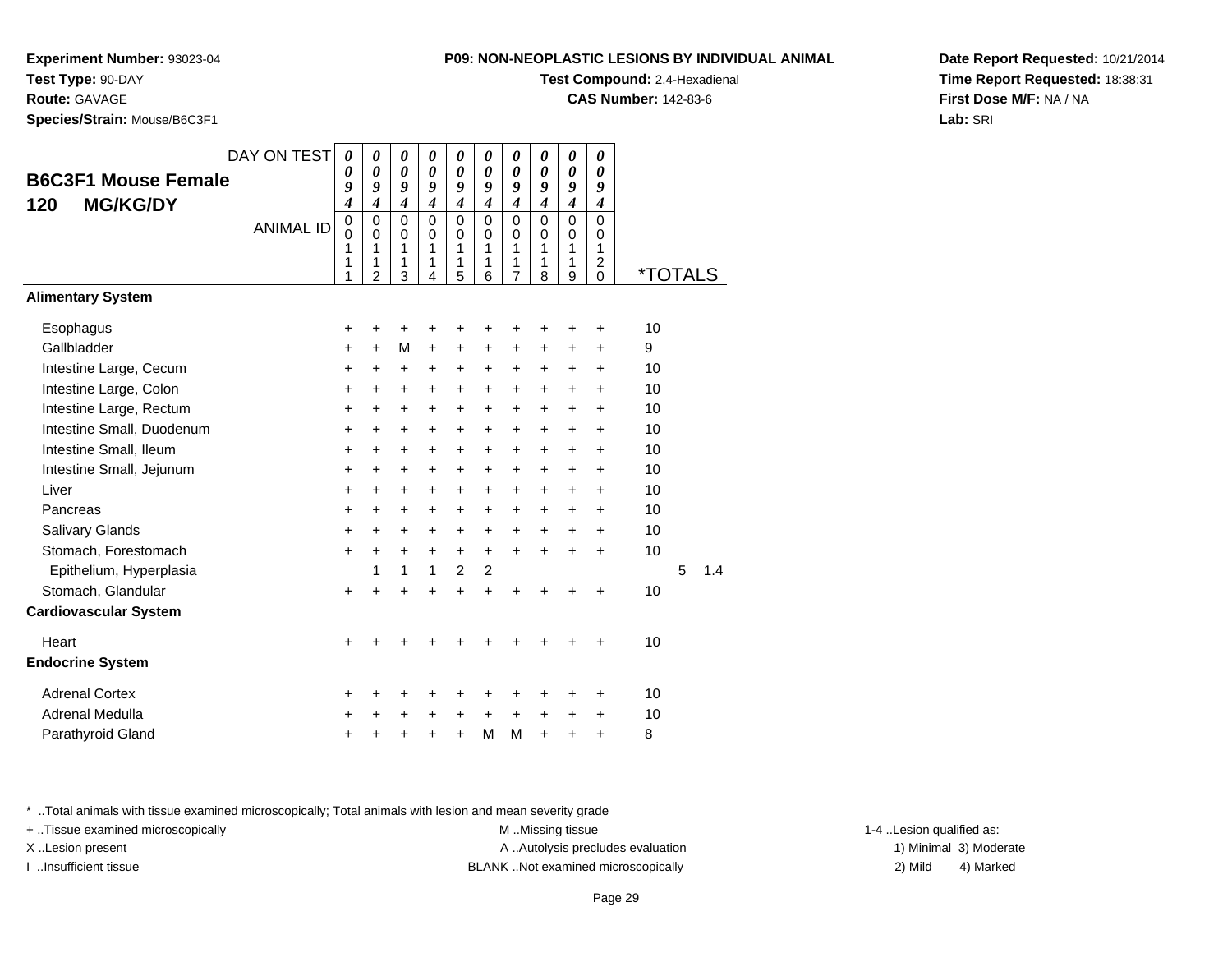**Experiment Number:** 93023-04
**Test Type:** 90-DAY
**Route:** GAVAGE
**Species/Strain:** Mouse/B6C3F1

**P09: NON-NEOPLASTIC LESIONS BY INDIVIDUAL ANIMAL**
**Test Compound:** 2,4-Hexadienal
**CAS Number:** 142-83-6

**Date Report Requested:** 10/21/2014
**Time Report Requested:** 18:38:31
**First Dose M/F:** NA / NA
**Lab:** SRI

## B6C3F1 Mouse Female 120 MG/KG/DY

| DAY ON TEST | 0094 | 0094 | 0094 | 0094 | 0094 | 0094 | 0094 | 0094 | 0094 | 0094 | | |
|---|---|---|---|---|---|---|---|---|---|---|---|---|
| ANIMAL ID | 00111 | 00112 | 00113 | 00114 | 00115 | 00116 | 00117 | 00118 | 00119 | 00120 | *TOTALS | |
| **Alimentary System** | | | | | | | | | | | | |
| Esophagus | + | + | + | + | + | + | + | + | + | + | 10 | |
| Gallbladder | + | + | M | + | + | + | + | + | + | + | 9 | |
| Intestine Large, Cecum | + | + | + | + | + | + | + | + | + | + | 10 | |
| Intestine Large, Colon | + | + | + | + | + | + | + | + | + | + | 10 | |
| Intestine Large, Rectum | + | + | + | + | + | + | + | + | + | + | 10 | |
| Intestine Small, Duodenum | + | + | + | + | + | + | + | + | + | + | 10 | |
| Intestine Small, Ileum | + | + | + | + | + | + | + | + | + | + | 10 | |
| Intestine Small, Jejunum | + | + | + | + | + | + | + | + | + | + | 10 | |
| Liver | + | + | + | + | + | + | + | + | + | + | 10 | |
| Pancreas | + | + | + | + | + | + | + | + | + | + | 10 | |
| Salivary Glands | + | + | + | + | + | + | + | + | + | + | 10 | |
| Stomach, Forestomach | + | + | + | + | + | + | + | + | + | + | 10 | |
| Epithelium, Hyperplasia | | 1 | 1 | 1 | 2 | 2 | | | | | 5 | 1.4 |
| Stomach, Glandular | + | + | + | + | + | + | + | + | + | + | 10 | |
| **Cardiovascular System** | | | | | | | | | | | | |
| Heart | + | + | + | + | + | + | + | + | + | + | 10 | |
| **Endocrine System** | | | | | | | | | | | | |
| Adrenal Cortex | + | + | + | + | + | + | + | + | + | + | 10 | |
| Adrenal Medulla | + | + | + | + | + | + | + | + | + | + | 10 | |
| Parathyroid Gland | + | + | + | + | + | M | M | + | + | + | 8 | |

* ..Total animals with tissue examined microscopically; Total animals with lesion and mean severity grade
+ ..Tissue examined microscopically
X ..Lesion present
I ..Insufficient tissue

M ..Missing tissue
A ..Autolysis precludes evaluation
BLANK ..Not examined microscopically

1-4 ..Lesion qualified as:
1) Minimal 3) Moderate
2) Mild 4) Marked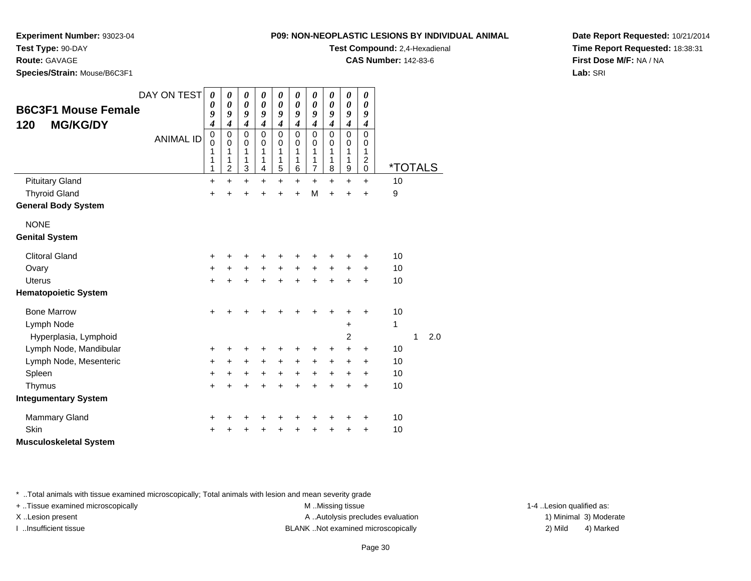**Experiment Number:** 93023-04
**Test Type:** 90-DAY
**Route:** GAVAGE
**Species/Strain:** Mouse/B6C3F1

**P09: NON-NEOPLASTIC LESIONS BY INDIVIDUAL ANIMAL**
**Test Compound:** 2,4-Hexadienal
**CAS Number:** 142-83-6

**Date Report Requested:** 10/21/2014
**Time Report Requested:** 18:38:31
**First Dose M/F:** NA / NA
**Lab:** SRI

## B6C3F1 Mouse Female 120 MG/KG/DY

| DAY ON TEST | 0094 | 0094 | 0094 | 0094 | 0094 | 0094 | 0094 | 0094 | 0094 | 0094 | | | |
|---|---|---|---|---|---|---|---|---|---|---|---|---|---|
| ANIMAL ID | 00111 | 00112 | 00113 | 00114 | 00115 | 00116 | 00117 | 00118 | 00119 | 00120 | *TOTALS | | |
| Pituitary Gland | + | + | + | + | + | + | + | + | + | + | 10 | | |
| Thyroid Gland | + | + | + | + | + | + | M | + | + | + | 9 | | |
| **General Body System** | | | | | | | | | | | | | |
| NONE | | | | | | | | | | | | | |
| **Genital System** | | | | | | | | | | | | | |
| Clitoral Gland | + | + | + | + | + | + | + | + | + | + | 10 | | |
| Ovary | + | + | + | + | + | + | + | + | + | + | 10 | | |
| Uterus | + | + | + | + | + | + | + | + | + | + | 10 | | |
| **Hematopoietic System** | | | | | | | | | | | | | |
| Bone Marrow | + | + | + | + | + | + | + | + | + | + | 10 | | |
| Lymph Node | | | | | | | | | + | | 1 | | |
| Hyperplasia, Lymphoid | | | | | | | | | 2 | | | 1 | 2.0 |
| Lymph Node, Mandibular | + | + | + | + | + | + | + | + | + | + | 10 | | |
| Lymph Node, Mesenteric | + | + | + | + | + | + | + | + | + | + | 10 | | |
| Spleen | + | + | + | + | + | + | + | + | + | + | 10 | | |
| Thymus | + | + | + | + | + | + | + | + | + | + | 10 | | |
| **Integumentary System** | | | | | | | | | | | | | |
| Mammary Gland | + | + | + | + | + | + | + | + | + | + | 10 | | |
| Skin | + | + | + | + | + | + | + | + | + | + | 10 | | |
| **Musculoskeletal System** | | | | | | | | | | | | | |

* ..Total animals with tissue examined microscopically; Total animals with lesion and mean severity grade
+ ..Tissue examined microscopically
X ..Lesion present
I ..Insufficient tissue

M ..Missing tissue
A ..Autolysis precludes evaluation
BLANK ..Not examined microscopically

1-4 ..Lesion qualified as:
1) Minimal 3) Moderate
2) Mild 4) Marked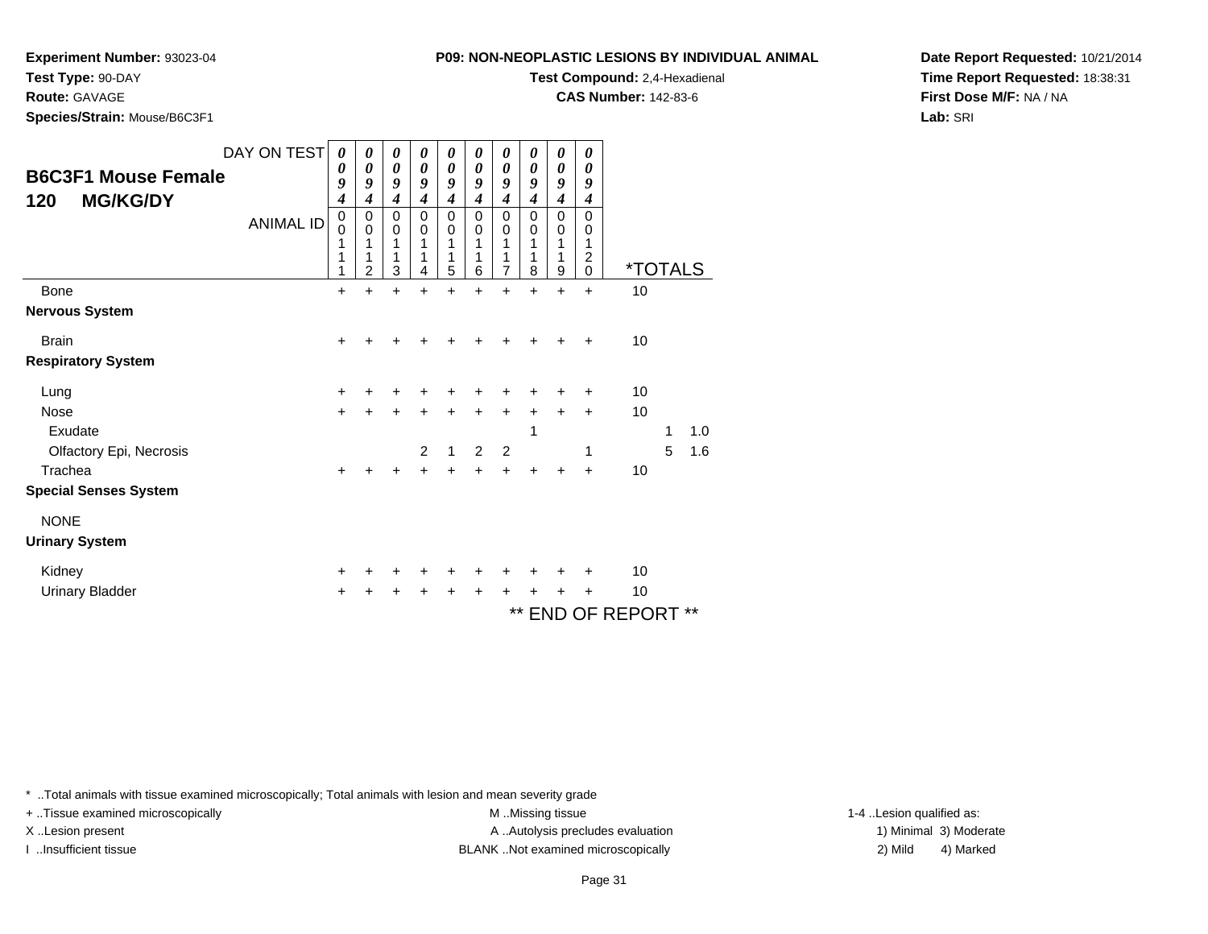**Experiment Number:** 93023-04
**Test Type:** 90-DAY
**Route:** GAVAGE
**Species/Strain:** Mouse/B6C3F1

**P09: NON-NEOPLASTIC LESIONS BY INDIVIDUAL ANIMAL**
**Test Compound:** 2,4-Hexadienal
**CAS Number:** 142-83-6

**Date Report Requested:** 10/21/2014
**Time Report Requested:** 18:38:31
**First Dose M/F:** NA / NA
**Lab:** SRI

## B6C3F1 Mouse Female
## 120 MG/KG/DY

| DAY ON TEST | 0094 | 0094 | 0094 | 0094 | 0094 | 0094 | 0094 | 0094 | 0094 | 0094 | | | |
|---|---|---|---|---|---|---|---|---|---|---|---|---|---|
| ANIMAL ID | 00111 | 00112 | 00113 | 00114 | 00115 | 00116 | 00117 | 00118 | 00119 | 00120 | *TOTALS | | |
| Bone | + | + | + | + | + | + | + | + | + | + | 10 | | |
| **Nervous System** | | | | | | | | | | | | | |
| Brain | + | + | + | + | + | + | + | + | + | + | 10 | | |
| **Respiratory System** | | | | | | | | | | | | | |
| Lung | + | + | + | + | + | + | + | + | + | + | 10 | | |
| Nose | + | + | + | + | + | + | + | + | + | + | 10 | | |
| Exudate | | | | | | | | 1 | | | | 1 | 1.0 |
| Olfactory Epi, Necrosis | | | | 2 | 1 | 2 | 2 | | | 1 | | 5 | 1.6 |
| Trachea | + | + | + | + | + | + | + | + | + | + | 10 | | |
| **Special Senses System** | | | | | | | | | | | | | |
| NONE | | | | | | | | | | | | | |
| **Urinary System** | | | | | | | | | | | | | |
| Kidney | + | + | + | + | + | + | + | + | + | + | 10 | | |
| Urinary Bladder | + | + | + | + | + | + | + | + | + | + | 10 | | |

** END OF REPORT **

* ..Total animals with tissue examined microscopically; Total animals with lesion and mean severity grade
+ ..Tissue examined microscopically
X ..Lesion present
I ..Insufficient tissue

M ..Missing tissue
A ..Autolysis precludes evaluation
BLANK ..Not examined microscopically

1-4 ..Lesion qualified as:
1) Minimal 3) Moderate
2) Mild 4) Marked